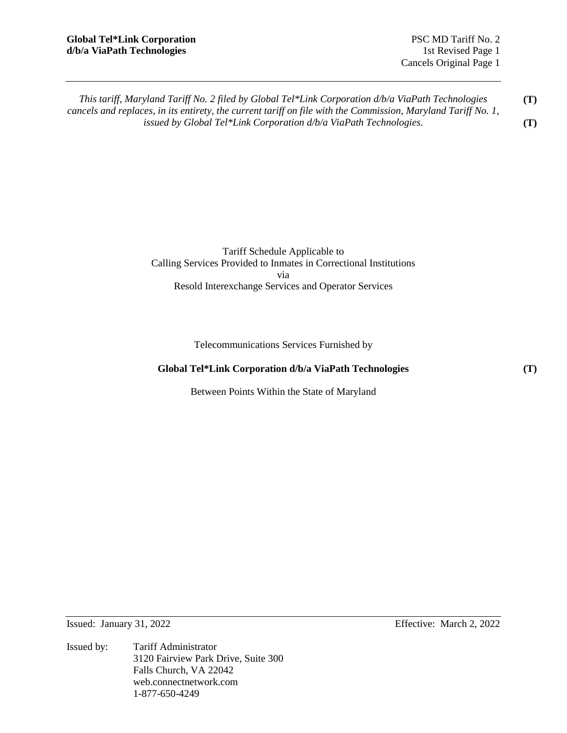*This tariff, Maryland Tariff No. 2 filed by Global Tel*Link Corporation d/b/a ViaPath Technologies cancels and replaces, in its entirety, the current tariff on file with the Commission, Maryland Tariff No. 1, issued by Global Tel*Link Corporation d/b/a ViaPath Technologies.* **(T)** **(T)**

Tariff Schedule Applicable to
Calling Services Provided to Inmates in Correctional Institutions
via
Resold Interexchange Services and Operator Services

Telecommunications Services Furnished by

**Global Tel*Link Corporation d/b/a ViaPath Technologies** **(T)**

Between Points Within the State of Maryland

Issued: January 31, 2022

Effective: March 2, 2022

Issued by: Tariff Administrator
3120 Fairview Park Drive, Suite 300
Falls Church, VA 22042
web.connectnetwork.com
1-877-650-4249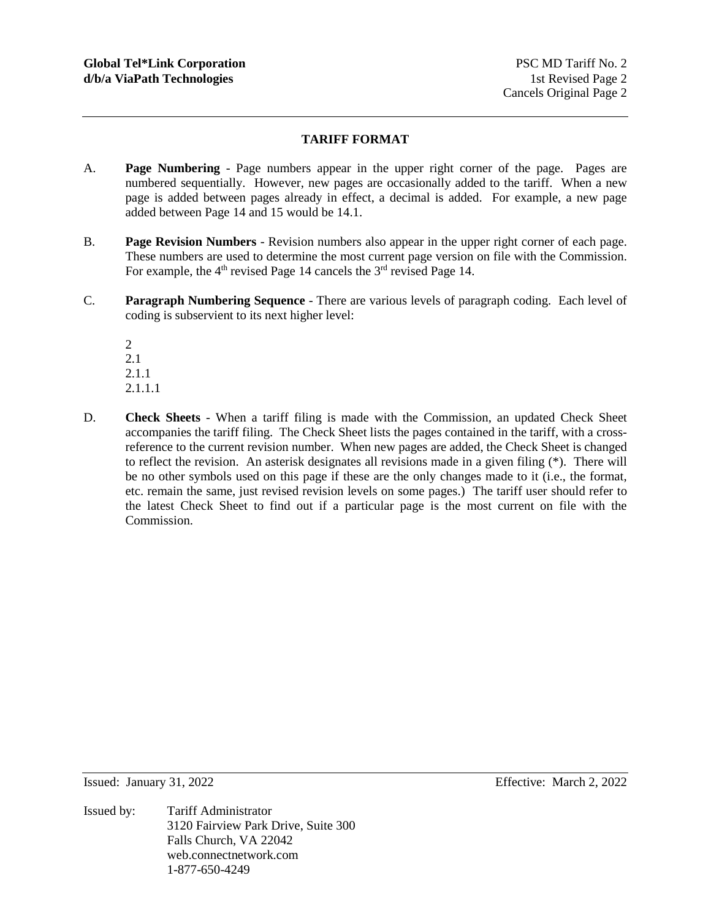## TARIFF FORMAT

A. **Page Numbering** - Page numbers appear in the upper right corner of the page. Pages are numbered sequentially. However, new pages are occasionally added to the tariff. When a new page is added between pages already in effect, a decimal is added. For example, a new page added between Page 14 and 15 would be 14.1.

B. **Page Revision Numbers** - Revision numbers also appear in the upper right corner of each page. These numbers are used to determine the most current page version on file with the Commission. For example, the 4th revised Page 14 cancels the 3rd revised Page 14.

C. **Paragraph Numbering Sequence** - There are various levels of paragraph coding. Each level of coding is subservient to its next higher level:

   2
   2.1
   2.1.1
   2.1.1.1

D. **Check Sheets** - When a tariff filing is made with the Commission, an updated Check Sheet accompanies the tariff filing. The Check Sheet lists the pages contained in the tariff, with a cross-reference to the current revision number. When new pages are added, the Check Sheet is changed to reflect the revision. An asterisk designates all revisions made in a given filing (*). There will be no other symbols used on this page if these are the only changes made to it (i.e., the format, etc. remain the same, just revised revision levels on some pages.) The tariff user should refer to the latest Check Sheet to find out if a particular page is the most current on file with the Commission.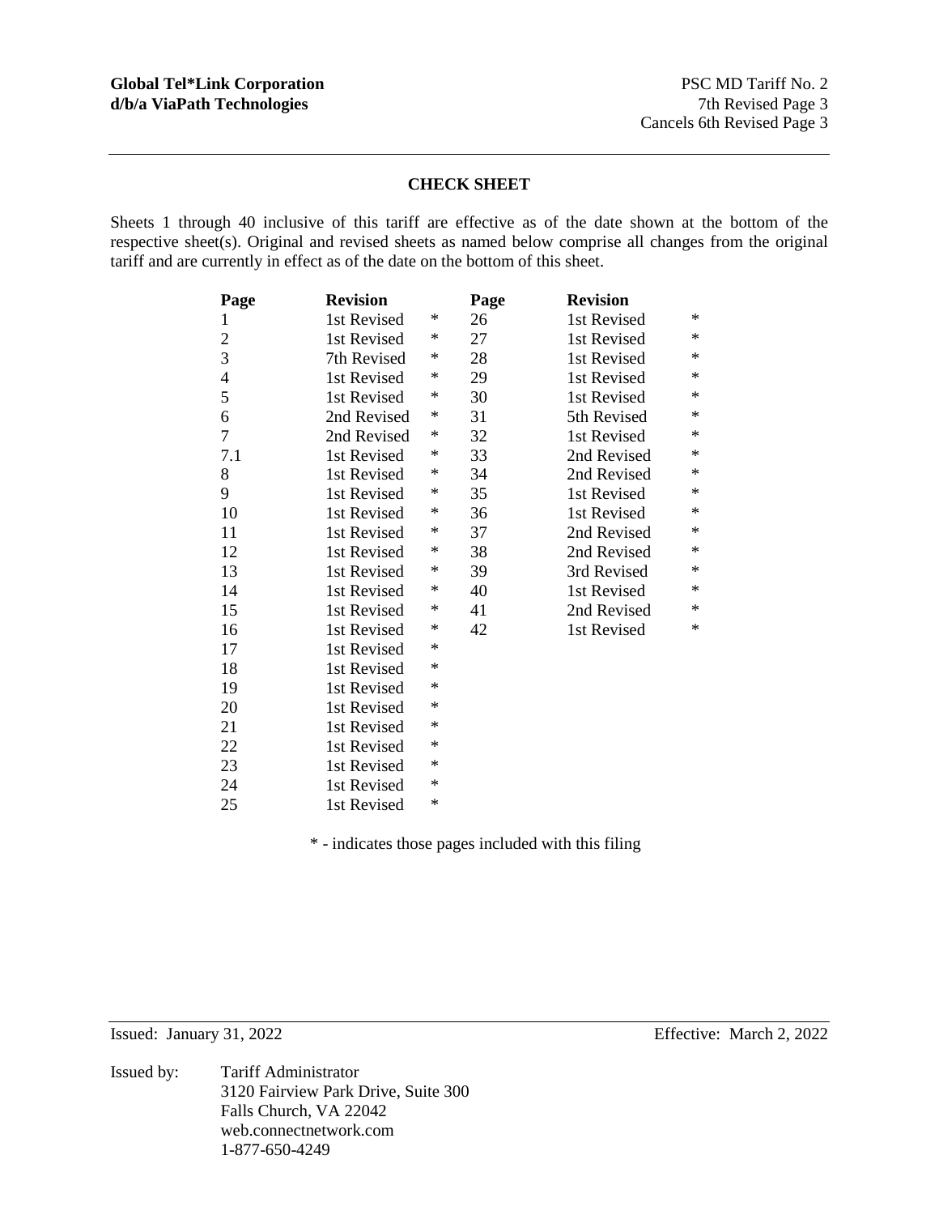**Global Tel*Link Corporation**
**d/b/a ViaPath Technologies**

PSC MD Tariff No. 2
7th Revised Page 3
Cancels 6th Revised Page 3

## CHECK SHEET

Sheets 1 through 40 inclusive of this tariff are effective as of the date shown at the bottom of the respective sheet(s). Original and revised sheets as named below comprise all changes from the original tariff and are currently in effect as of the date on the bottom of this sheet.

| Page | Revision | | Page | Revision | |
|---|---|---|---|---|---|
| 1 | 1st Revised | * | 26 | 1st Revised | * |
| 2 | 1st Revised | * | 27 | 1st Revised | * |
| 3 | 7th Revised | * | 28 | 1st Revised | * |
| 4 | 1st Revised | * | 29 | 1st Revised | * |
| 5 | 1st Revised | * | 30 | 1st Revised | * |
| 6 | 2nd Revised | * | 31 | 5th Revised | * |
| 7 | 2nd Revised | * | 32 | 1st Revised | * |
| 7.1 | 1st Revised | * | 33 | 2nd Revised | * |
| 8 | 1st Revised | * | 34 | 2nd Revised | * |
| 9 | 1st Revised | * | 35 | 1st Revised | * |
| 10 | 1st Revised | * | 36 | 1st Revised | * |
| 11 | 1st Revised | * | 37 | 2nd Revised | * |
| 12 | 1st Revised | * | 38 | 2nd Revised | * |
| 13 | 1st Revised | * | 39 | 3rd Revised | * |
| 14 | 1st Revised | * | 40 | 1st Revised | * |
| 15 | 1st Revised | * | 41 | 2nd Revised | * |
| 16 | 1st Revised | * | 42 | 1st Revised | * |
| 17 | 1st Revised | * | | | |
| 18 | 1st Revised | * | | | |
| 19 | 1st Revised | * | | | |
| 20 | 1st Revised | * | | | |
| 21 | 1st Revised | * | | | |
| 22 | 1st Revised | * | | | |
| 23 | 1st Revised | * | | | |
| 24 | 1st Revised | * | | | |
| 25 | 1st Revised | * | | | |

* - indicates those pages included with this filing

Issued: January 31, 2022 Effective: March 2, 2022

Issued by: Tariff Administrator
3120 Fairview Park Drive, Suite 300
Falls Church, VA 22042
web.connectnetwork.com
1-877-650-4249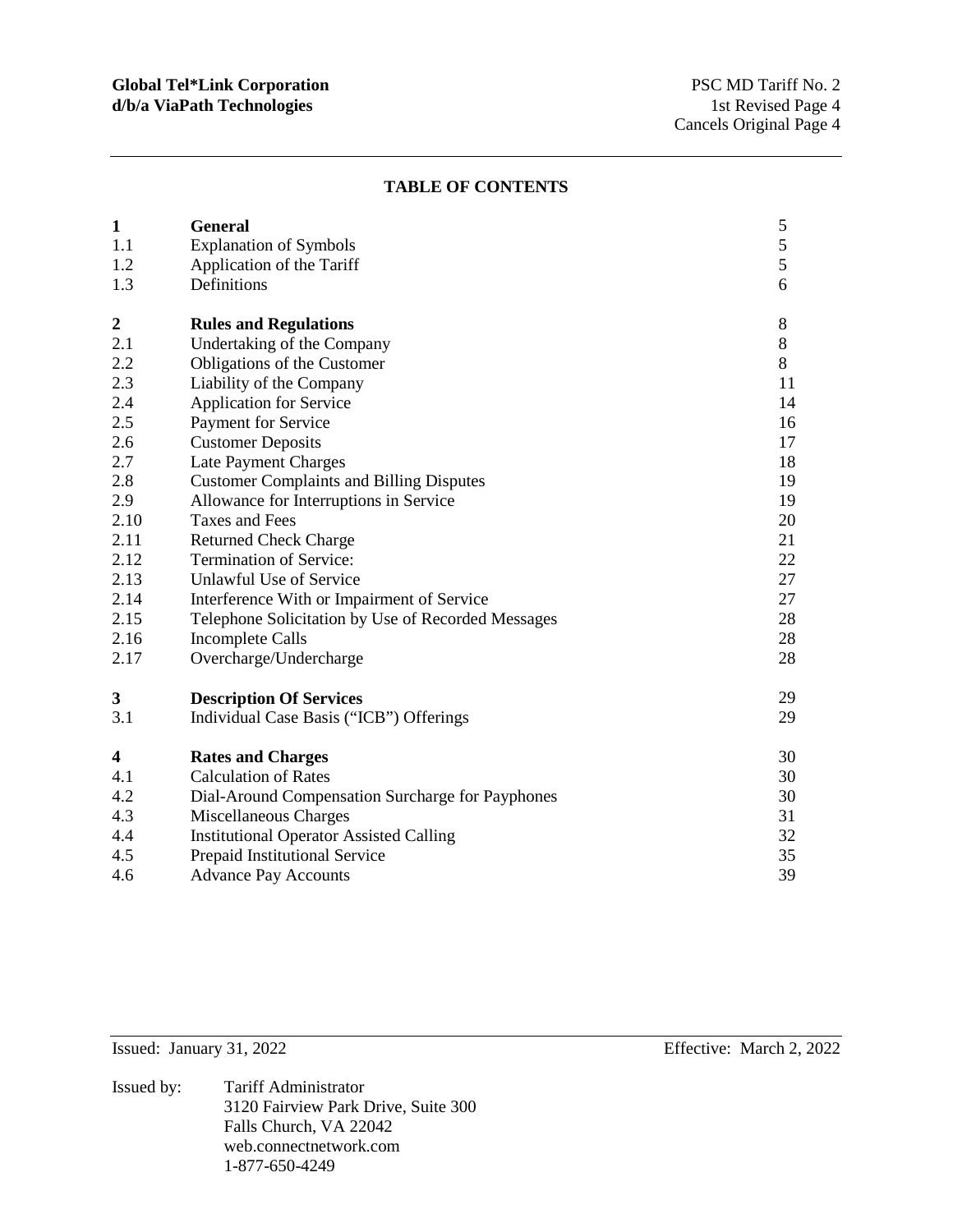## TABLE OF CONTENTS

| | | |
|---|---|---|
| **1** | **General** | 5 |
| 1.1 | Explanation of Symbols | 5 |
| 1.2 | Application of the Tariff | 5 |
| 1.3 | Definitions | 6 |
| **2** | **Rules and Regulations** | 8 |
| 2.1 | Undertaking of the Company | 8 |
| 2.2 | Obligations of the Customer | 8 |
| 2.3 | Liability of the Company | 11 |
| 2.4 | Application for Service | 14 |
| 2.5 | Payment for Service | 16 |
| 2.6 | Customer Deposits | 17 |
| 2.7 | Late Payment Charges | 18 |
| 2.8 | Customer Complaints and Billing Disputes | 19 |
| 2.9 | Allowance for Interruptions in Service | 19 |
| 2.10 | Taxes and Fees | 20 |
| 2.11 | Returned Check Charge | 21 |
| 2.12 | Termination of Service: | 22 |
| 2.13 | Unlawful Use of Service | 27 |
| 2.14 | Interference With or Impairment of Service | 27 |
| 2.15 | Telephone Solicitation by Use of Recorded Messages | 28 |
| 2.16 | Incomplete Calls | 28 |
| 2.17 | Overcharge/Undercharge | 28 |
| **3** | **Description Of Services** | 29 |
| 3.1 | Individual Case Basis ("ICB") Offerings | 29 |
| **4** | **Rates and Charges** | 30 |
| 4.1 | Calculation of Rates | 30 |
| 4.2 | Dial-Around Compensation Surcharge for Payphones | 30 |
| 4.3 | Miscellaneous Charges | 31 |
| 4.4 | Institutional Operator Assisted Calling | 32 |
| 4.5 | Prepaid Institutional Service | 35 |
| 4.6 | Advance Pay Accounts | 39 |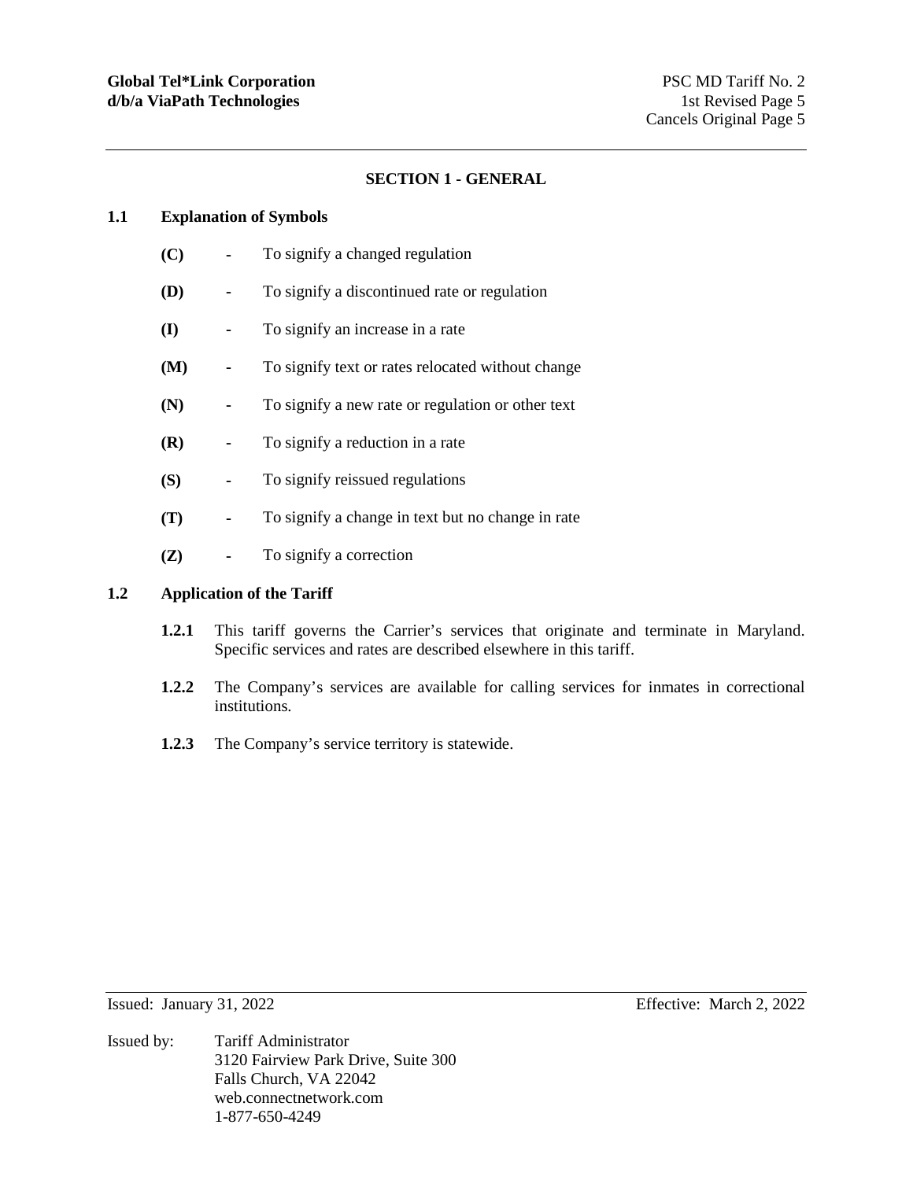## SECTION 1 - GENERAL

### 1.1 Explanation of Symbols

- **(C)** - To signify a changed regulation
- **(D)** - To signify a discontinued rate or regulation
- **(I)** - To signify an increase in a rate
- **(M)** - To signify text or rates relocated without change
- **(N)** - To signify a new rate or regulation or other text
- **(R)** - To signify a reduction in a rate
- **(S)** - To signify reissued regulations
- **(T)** - To signify a change in text but no change in rate
- **(Z)** - To signify a correction

### 1.2 Application of the Tariff

**1.2.1** This tariff governs the Carrier's services that originate and terminate in Maryland. Specific services and rates are described elsewhere in this tariff.

**1.2.2** The Company's services are available for calling services for inmates in correctional institutions.

**1.2.3** The Company's service territory is statewide.

Issued: January 31, 2022 Effective: March 2, 2022

Issued by: Tariff Administrator
3120 Fairview Park Drive, Suite 300
Falls Church, VA 22042
web.connectnetwork.com
1-877-650-4249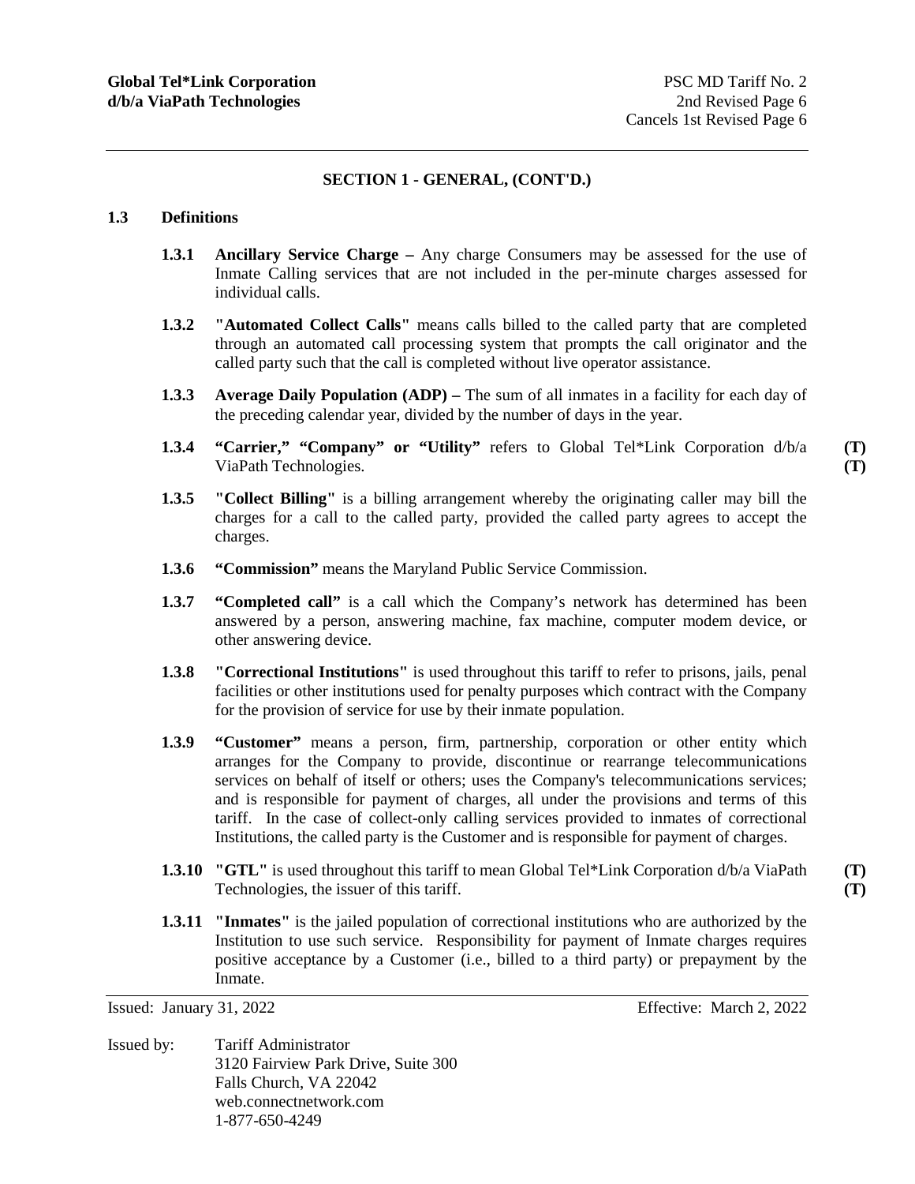## SECTION 1 - GENERAL, (CONT'D.)

### 1.3 Definitions

**1.3.1** **Ancillary Service Charge –** Any charge Consumers may be assessed for the use of Inmate Calling services that are not included in the per-minute charges assessed for individual calls.

**1.3.2** **"Automated Collect Calls"** means calls billed to the called party that are completed through an automated call processing system that prompts the call originator and the called party such that the call is completed without live operator assistance.

**1.3.3** **Average Daily Population (ADP) –** The sum of all inmates in a facility for each day of the preceding calendar year, divided by the number of days in the year.

**1.3.4** **"Carrier," "Company" or "Utility"** refers to Global Tel*Link Corporation d/b/a ViaPath Technologies. **(T)** **(T)**

**1.3.5** **"Collect Billing"** is a billing arrangement whereby the originating caller may bill the charges for a call to the called party, provided the called party agrees to accept the charges.

**1.3.6** **"Commission"** means the Maryland Public Service Commission.

**1.3.7** **"Completed call"** is a call which the Company's network has determined has been answered by a person, answering machine, fax machine, computer modem device, or other answering device.

**1.3.8** **"Correctional Institutions"** is used throughout this tariff to refer to prisons, jails, penal facilities or other institutions used for penalty purposes which contract with the Company for the provision of service for use by their inmate population.

**1.3.9** **"Customer"** means a person, firm, partnership, corporation or other entity which arranges for the Company to provide, discontinue or rearrange telecommunications services on behalf of itself or others; uses the Company's telecommunications services; and is responsible for payment of charges, all under the provisions and terms of this tariff. In the case of collect-only calling services provided to inmates of correctional Institutions, the called party is the Customer and is responsible for payment of charges.

**1.3.10** **"GTL"** is used throughout this tariff to mean Global Tel*Link Corporation d/b/a ViaPath Technologies, the issuer of this tariff. **(T)** **(T)**

**1.3.11** **"Inmates"** is the jailed population of correctional institutions who are authorized by the Institution to use such service. Responsibility for payment of Inmate charges requires positive acceptance by a Customer (i.e., billed to a third party) or prepayment by the Inmate.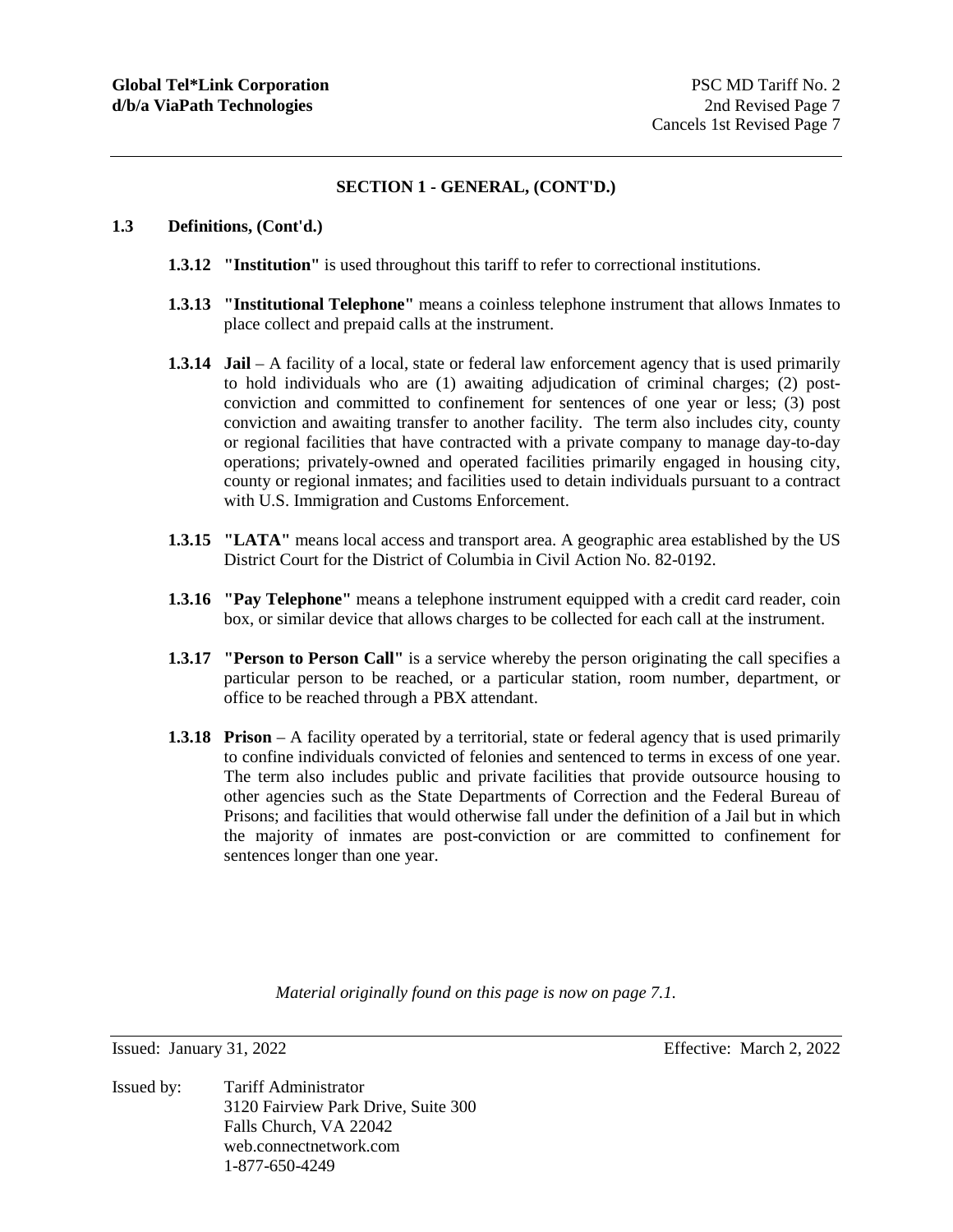## SECTION 1 - GENERAL, (CONT'D.)

**1.3 Definitions, (Cont'd.)**

**1.3.12 "Institution"** is used throughout this tariff to refer to correctional institutions.

**1.3.13 "Institutional Telephone"** means a coinless telephone instrument that allows Inmates to place collect and prepaid calls at the instrument.

**1.3.14 Jail** – A facility of a local, state or federal law enforcement agency that is used primarily to hold individuals who are (1) awaiting adjudication of criminal charges; (2) post-conviction and committed to confinement for sentences of one year or less; (3) post conviction and awaiting transfer to another facility. The term also includes city, county or regional facilities that have contracted with a private company to manage day-to-day operations; privately-owned and operated facilities primarily engaged in housing city, county or regional inmates; and facilities used to detain individuals pursuant to a contract with U.S. Immigration and Customs Enforcement.

**1.3.15 "LATA"** means local access and transport area. A geographic area established by the US District Court for the District of Columbia in Civil Action No. 82-0192.

**1.3.16 "Pay Telephone"** means a telephone instrument equipped with a credit card reader, coin box, or similar device that allows charges to be collected for each call at the instrument.

**1.3.17 "Person to Person Call"** is a service whereby the person originating the call specifies a particular person to be reached, or a particular station, room number, department, or office to be reached through a PBX attendant.

**1.3.18 Prison** – A facility operated by a territorial, state or federal agency that is used primarily to confine individuals convicted of felonies and sentenced to terms in excess of one year. The term also includes public and private facilities that provide outsource housing to other agencies such as the State Departments of Correction and the Federal Bureau of Prisons; and facilities that would otherwise fall under the definition of a Jail but in which the majority of inmates are post-conviction or are committed to confinement for sentences longer than one year.

*Material originally found on this page is now on page 7.1.*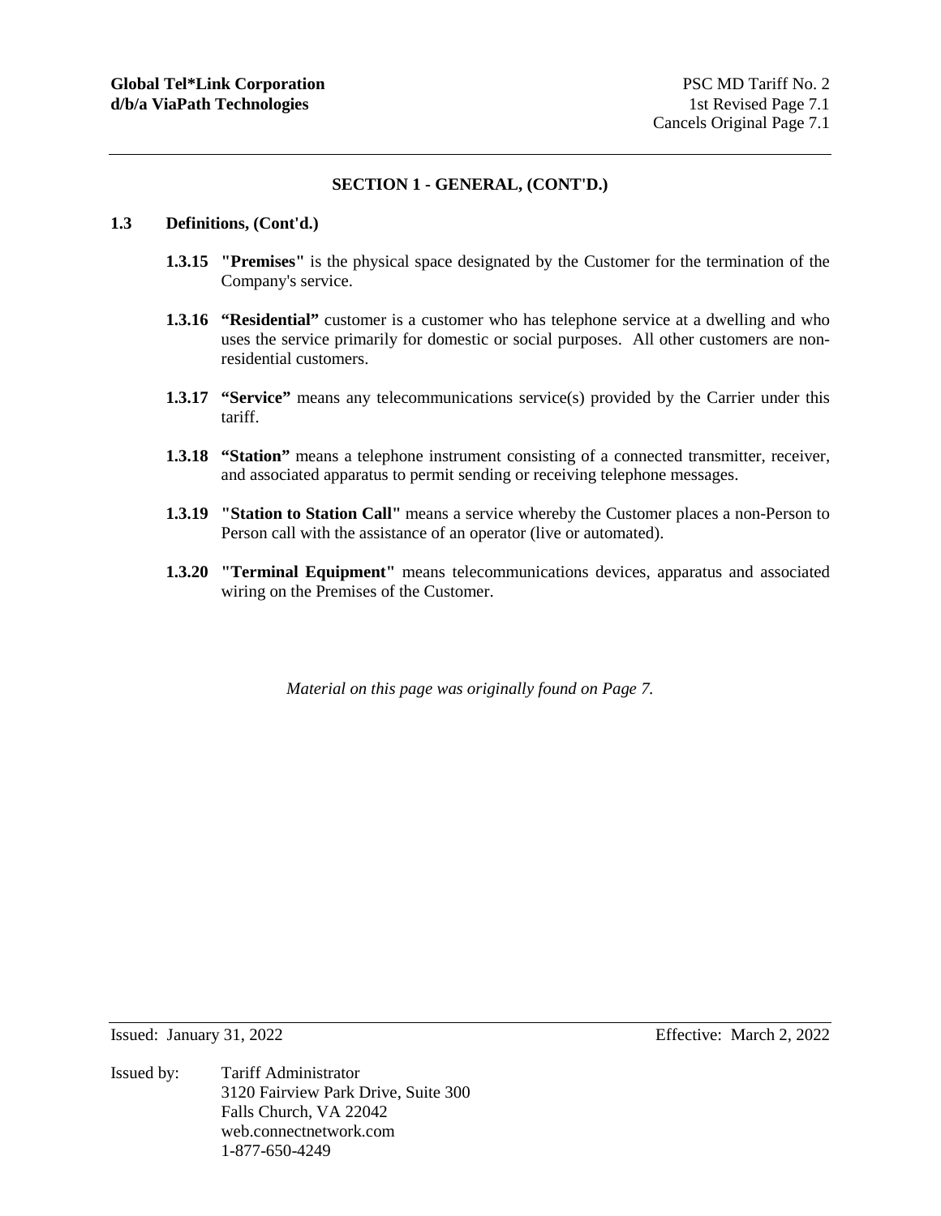## SECTION 1 - GENERAL, (CONT'D.)

### 1.3 Definitions, (Cont'd.)

**1.3.15 "Premises"** is the physical space designated by the Customer for the termination of the Company's service.

**1.3.16 "Residential"** customer is a customer who has telephone service at a dwelling and who uses the service primarily for domestic or social purposes. All other customers are non-residential customers.

**1.3.17 "Service"** means any telecommunications service(s) provided by the Carrier under this tariff.

**1.3.18 "Station"** means a telephone instrument consisting of a connected transmitter, receiver, and associated apparatus to permit sending or receiving telephone messages.

**1.3.19 "Station to Station Call"** means a service whereby the Customer places a non-Person to Person call with the assistance of an operator (live or automated).

**1.3.20 "Terminal Equipment"** means telecommunications devices, apparatus and associated wiring on the Premises of the Customer.

*Material on this page was originally found on Page 7.*

Issued: January 31, 2022

Effective: March 2, 2022

Issued by: Tariff Administrator
3120 Fairview Park Drive, Suite 300
Falls Church, VA 22042
web.connectnetwork.com
1-877-650-4249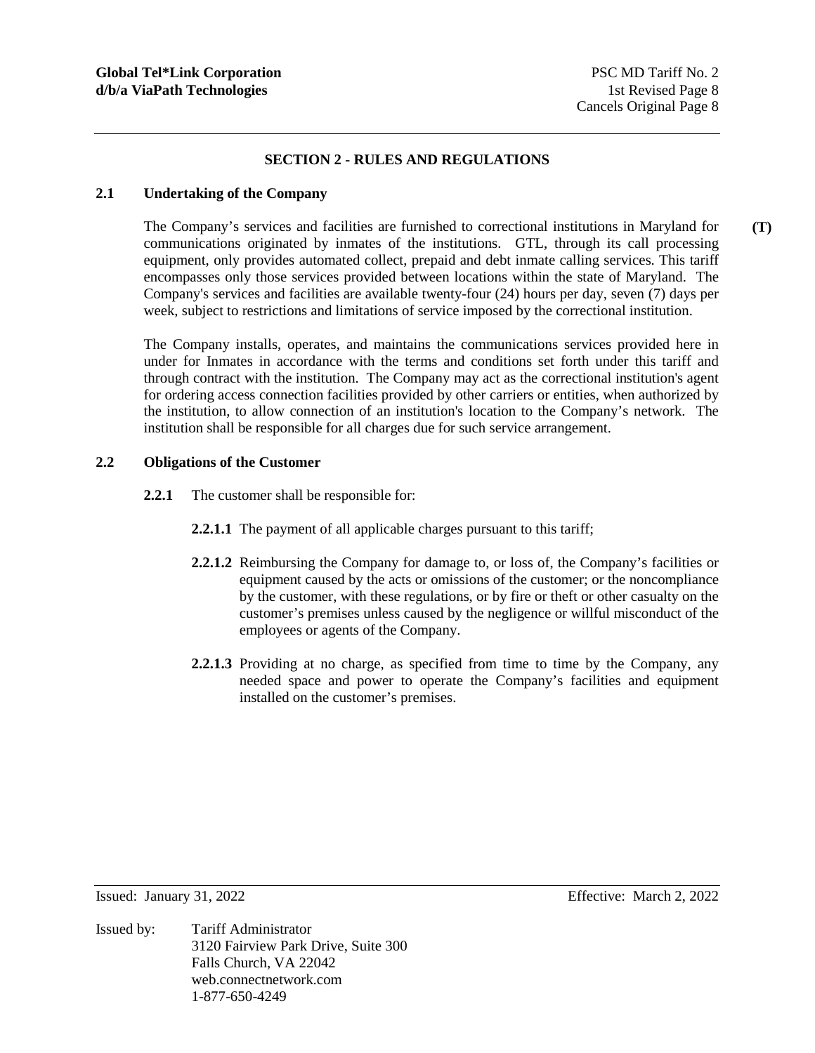## SECTION 2 - RULES AND REGULATIONS

### 2.1 Undertaking of the Company

The Company's services and facilities are furnished to correctional institutions in Maryland for communications originated by inmates of the institutions. GTL, through its call processing equipment, only provides automated collect, prepaid and debt inmate calling services. This tariff encompasses only those services provided between locations within the state of Maryland. The Company's services and facilities are available twenty-four (24) hours per day, seven (7) days per week, subject to restrictions and limitations of service imposed by the correctional institution. **(T)**

The Company installs, operates, and maintains the communications services provided here in under for Inmates in accordance with the terms and conditions set forth under this tariff and through contract with the institution. The Company may act as the correctional institution's agent for ordering access connection facilities provided by other carriers or entities, when authorized by the institution, to allow connection of an institution's location to the Company's network. The institution shall be responsible for all charges due for such service arrangement.

### 2.2 Obligations of the Customer

**2.2.1** The customer shall be responsible for:

**2.2.1.1** The payment of all applicable charges pursuant to this tariff;

**2.2.1.2** Reimbursing the Company for damage to, or loss of, the Company's facilities or equipment caused by the acts or omissions of the customer; or the noncompliance by the customer, with these regulations, or by fire or theft or other casualty on the customer's premises unless caused by the negligence or willful misconduct of the employees or agents of the Company.

**2.2.1.3** Providing at no charge, as specified from time to time by the Company, any needed space and power to operate the Company's facilities and equipment installed on the customer's premises.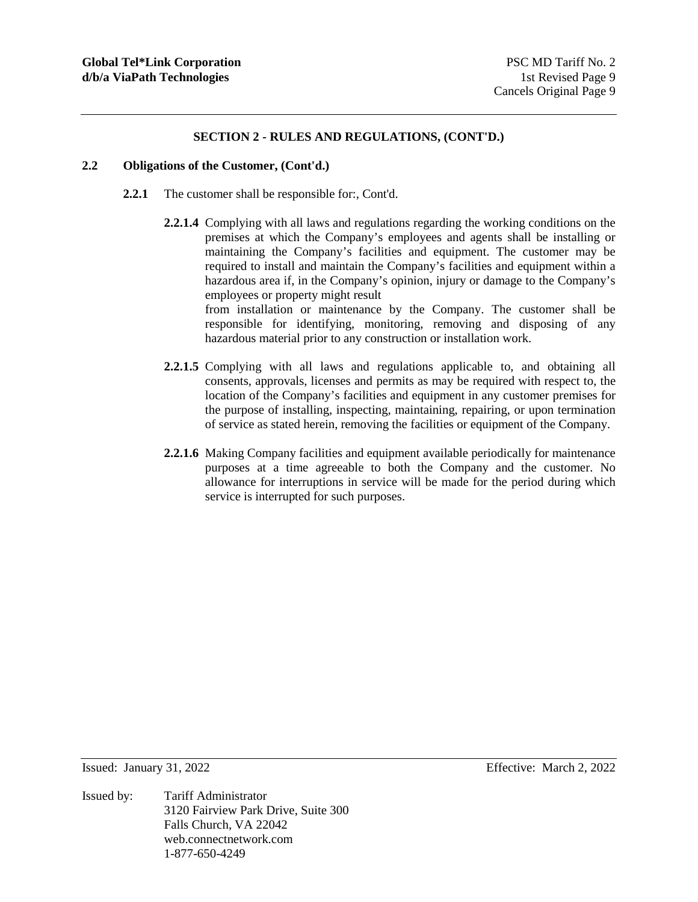## SECTION 2 - RULES AND REGULATIONS, (CONT'D.)

### 2.2 Obligations of the Customer, (Cont'd.)

**2.2.1** The customer shall be responsible for:, Cont'd.

**2.2.1.4** Complying with all laws and regulations regarding the working conditions on the premises at which the Company's employees and agents shall be installing or maintaining the Company's facilities and equipment. The customer may be required to install and maintain the Company's facilities and equipment within a hazardous area if, in the Company's opinion, injury or damage to the Company's employees or property might result from installation or maintenance by the Company. The customer shall be responsible for identifying, monitoring, removing and disposing of any hazardous material prior to any construction or installation work.

**2.2.1.5** Complying with all laws and regulations applicable to, and obtaining all consents, approvals, licenses and permits as may be required with respect to, the location of the Company's facilities and equipment in any customer premises for the purpose of installing, inspecting, maintaining, repairing, or upon termination of service as stated herein, removing the facilities or equipment of the Company.

**2.2.1.6** Making Company facilities and equipment available periodically for maintenance purposes at a time agreeable to both the Company and the customer. No allowance for interruptions in service will be made for the period during which service is interrupted for such purposes.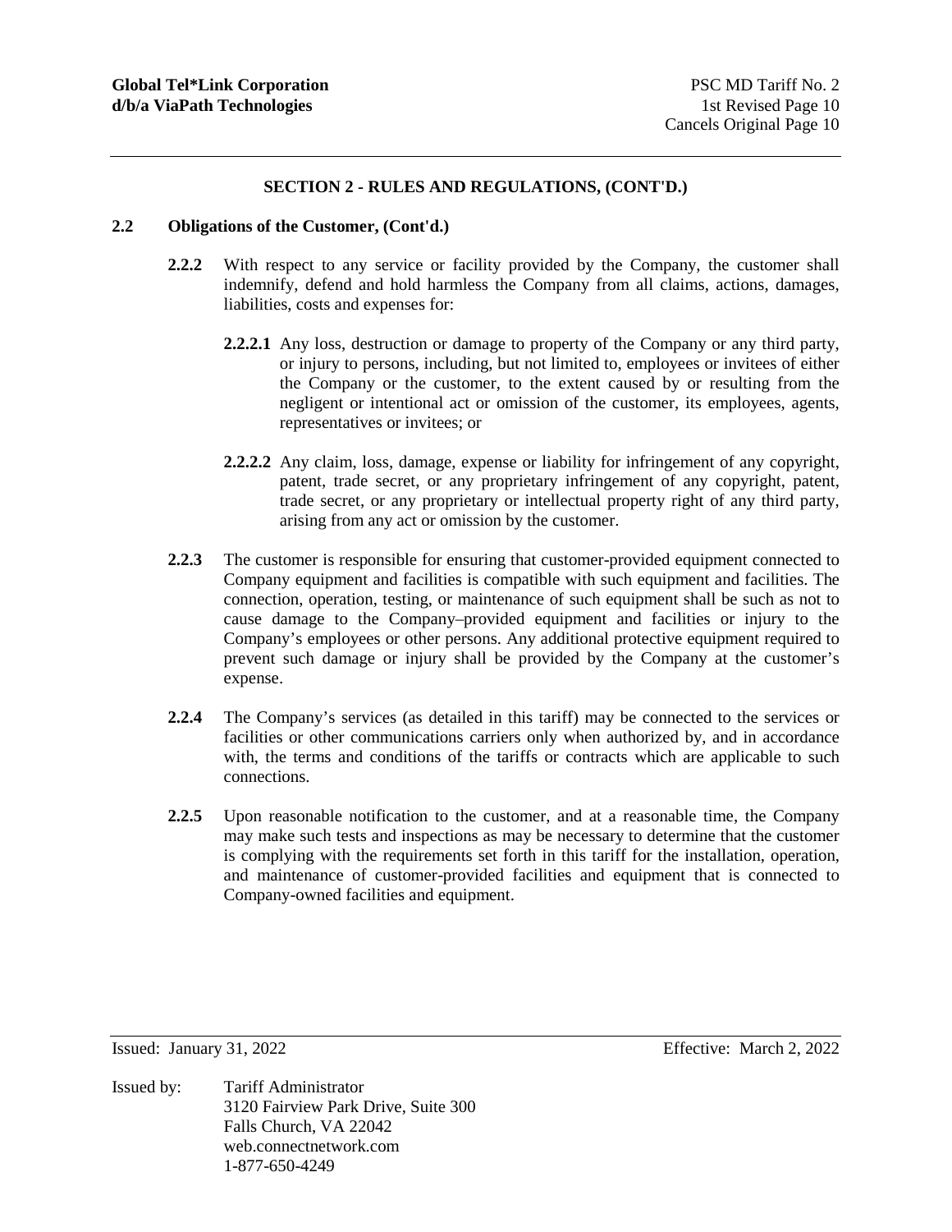## SECTION 2 - RULES AND REGULATIONS, (CONT'D.)

**2.2 Obligations of the Customer, (Cont'd.)**

**2.2.2** With respect to any service or facility provided by the Company, the customer shall indemnify, defend and hold harmless the Company from all claims, actions, damages, liabilities, costs and expenses for:

**2.2.2.1** Any loss, destruction or damage to property of the Company or any third party, or injury to persons, including, but not limited to, employees or invitees of either the Company or the customer, to the extent caused by or resulting from the negligent or intentional act or omission of the customer, its employees, agents, representatives or invitees; or

**2.2.2.2** Any claim, loss, damage, expense or liability for infringement of any copyright, patent, trade secret, or any proprietary infringement of any copyright, patent, trade secret, or any proprietary or intellectual property right of any third party, arising from any act or omission by the customer.

**2.2.3** The customer is responsible for ensuring that customer-provided equipment connected to Company equipment and facilities is compatible with such equipment and facilities. The connection, operation, testing, or maintenance of such equipment shall be such as not to cause damage to the Company–provided equipment and facilities or injury to the Company's employees or other persons. Any additional protective equipment required to prevent such damage or injury shall be provided by the Company at the customer's expense.

**2.2.4** The Company's services (as detailed in this tariff) may be connected to the services or facilities or other communications carriers only when authorized by, and in accordance with, the terms and conditions of the tariffs or contracts which are applicable to such connections.

**2.2.5** Upon reasonable notification to the customer, and at a reasonable time, the Company may make such tests and inspections as may be necessary to determine that the customer is complying with the requirements set forth in this tariff for the installation, operation, and maintenance of customer-provided facilities and equipment that is connected to Company-owned facilities and equipment.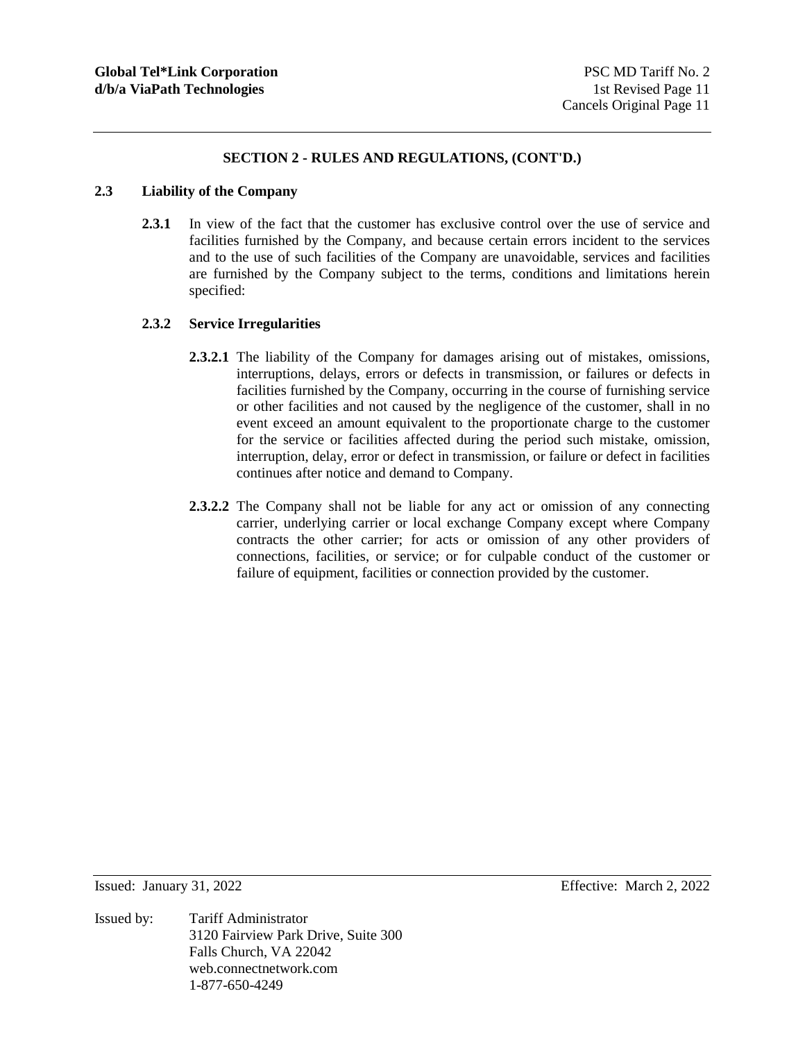## SECTION 2 - RULES AND REGULATIONS, (CONT'D.)

### 2.3 Liability of the Company

**2.3.1** In view of the fact that the customer has exclusive control over the use of service and facilities furnished by the Company, and because certain errors incident to the services and to the use of such facilities of the Company are unavoidable, services and facilities are furnished by the Company subject to the terms, conditions and limitations herein specified:

**2.3.2 Service Irregularities**

**2.3.2.1** The liability of the Company for damages arising out of mistakes, omissions, interruptions, delays, errors or defects in transmission, or failures or defects in facilities furnished by the Company, occurring in the course of furnishing service or other facilities and not caused by the negligence of the customer, shall in no event exceed an amount equivalent to the proportionate charge to the customer for the service or facilities affected during the period such mistake, omission, interruption, delay, error or defect in transmission, or failure or defect in facilities continues after notice and demand to Company.

**2.3.2.2** The Company shall not be liable for any act or omission of any connecting carrier, underlying carrier or local exchange Company except where Company contracts the other carrier; for acts or omission of any other providers of connections, facilities, or service; or for culpable conduct of the customer or failure of equipment, facilities or connection provided by the customer.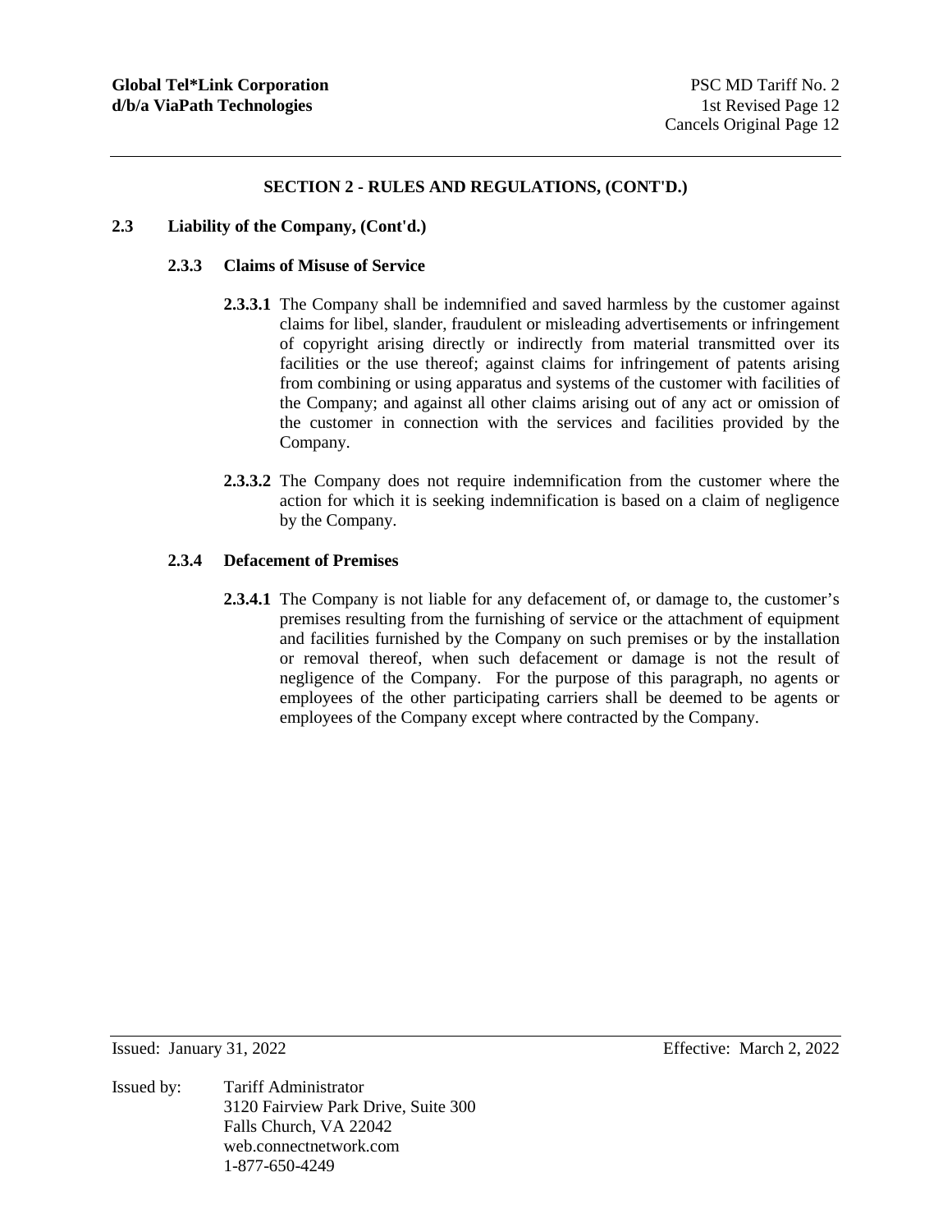## SECTION 2 - RULES AND REGULATIONS, (CONT'D.)

### 2.3 Liability of the Company, (Cont'd.)

#### 2.3.3 Claims of Misuse of Service

**2.3.3.1** The Company shall be indemnified and saved harmless by the customer against claims for libel, slander, fraudulent or misleading advertisements or infringement of copyright arising directly or indirectly from material transmitted over its facilities or the use thereof; against claims for infringement of patents arising from combining or using apparatus and systems of the customer with facilities of the Company; and against all other claims arising out of any act or omission of the customer in connection with the services and facilities provided by the Company.

**2.3.3.2** The Company does not require indemnification from the customer where the action for which it is seeking indemnification is based on a claim of negligence by the Company.

#### 2.3.4 Defacement of Premises

**2.3.4.1** The Company is not liable for any defacement of, or damage to, the customer's premises resulting from the furnishing of service or the attachment of equipment and facilities furnished by the Company on such premises or by the installation or removal thereof, when such defacement or damage is not the result of negligence of the Company. For the purpose of this paragraph, no agents or employees of the other participating carriers shall be deemed to be agents or employees of the Company except where contracted by the Company.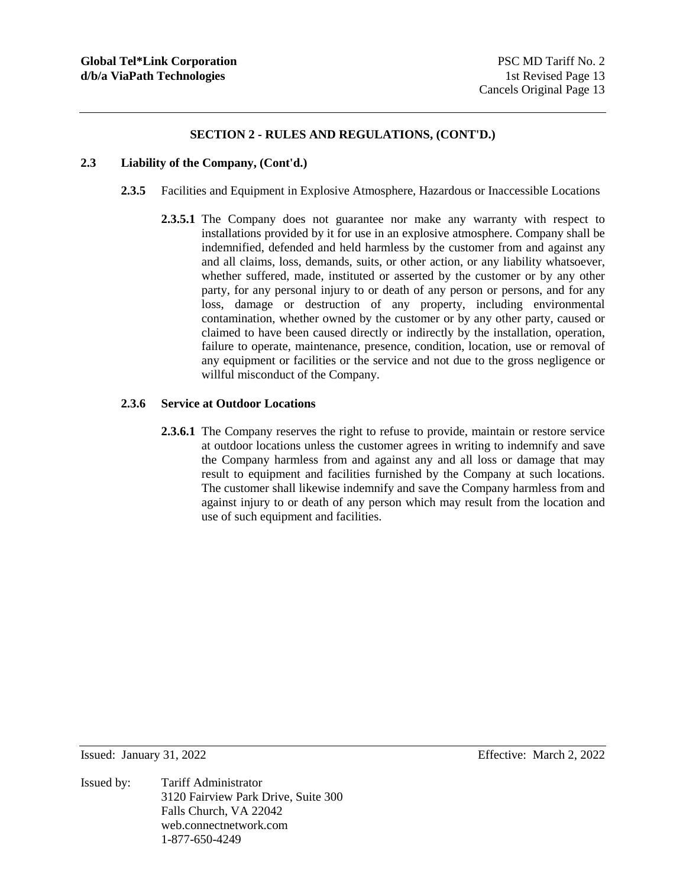## SECTION 2 - RULES AND REGULATIONS, (CONT'D.)

### 2.3 Liability of the Company, (Cont'd.)

**2.3.5** Facilities and Equipment in Explosive Atmosphere, Hazardous or Inaccessible Locations

**2.3.5.1** The Company does not guarantee nor make any warranty with respect to installations provided by it for use in an explosive atmosphere. Company shall be indemnified, defended and held harmless by the customer from and against any and all claims, loss, demands, suits, or other action, or any liability whatsoever, whether suffered, made, instituted or asserted by the customer or by any other party, for any personal injury to or death of any person or persons, and for any loss, damage or destruction of any property, including environmental contamination, whether owned by the customer or by any other party, caused or claimed to have been caused directly or indirectly by the installation, operation, failure to operate, maintenance, presence, condition, location, use or removal of any equipment or facilities or the service and not due to the gross negligence or willful misconduct of the Company.

**2.3.6 Service at Outdoor Locations**

**2.3.6.1** The Company reserves the right to refuse to provide, maintain or restore service at outdoor locations unless the customer agrees in writing to indemnify and save the Company harmless from and against any and all loss or damage that may result to equipment and facilities furnished by the Company at such locations. The customer shall likewise indemnify and save the Company harmless from and against injury to or death of any person which may result from the location and use of such equipment and facilities.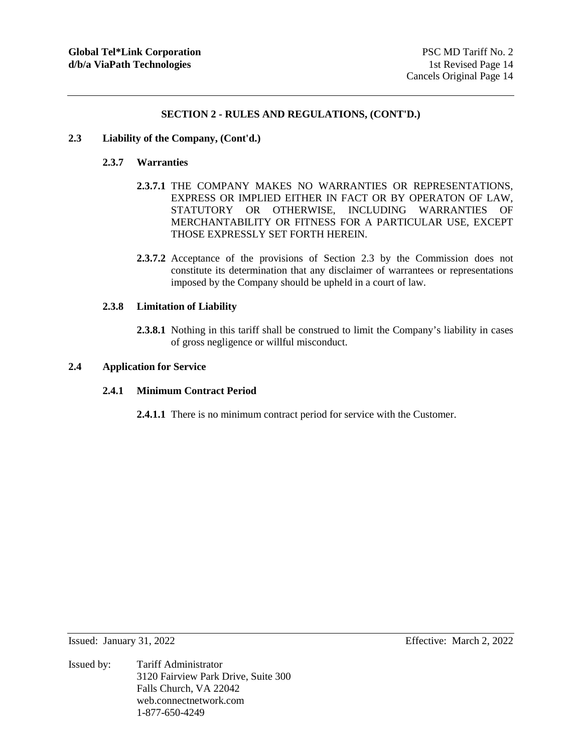## SECTION 2 - RULES AND REGULATIONS, (CONT'D.)

### 2.3 Liability of the Company, (Cont'd.)

#### 2.3.7 Warranties

**2.3.7.1** THE COMPANY MAKES NO WARRANTIES OR REPRESENTATIONS, EXPRESS OR IMPLIED EITHER IN FACT OR BY OPERATON OF LAW, STATUTORY OR OTHERWISE, INCLUDING WARRANTIES OF MERCHANTABILITY OR FITNESS FOR A PARTICULAR USE, EXCEPT THOSE EXPRESSLY SET FORTH HEREIN.

**2.3.7.2** Acceptance of the provisions of Section 2.3 by the Commission does not constitute its determination that any disclaimer of warrantees or representations imposed by the Company should be upheld in a court of law.

#### 2.3.8 Limitation of Liability

**2.3.8.1** Nothing in this tariff shall be construed to limit the Company's liability in cases of gross negligence or willful misconduct.

### 2.4 Application for Service

#### 2.4.1 Minimum Contract Period

**2.4.1.1** There is no minimum contract period for service with the Customer.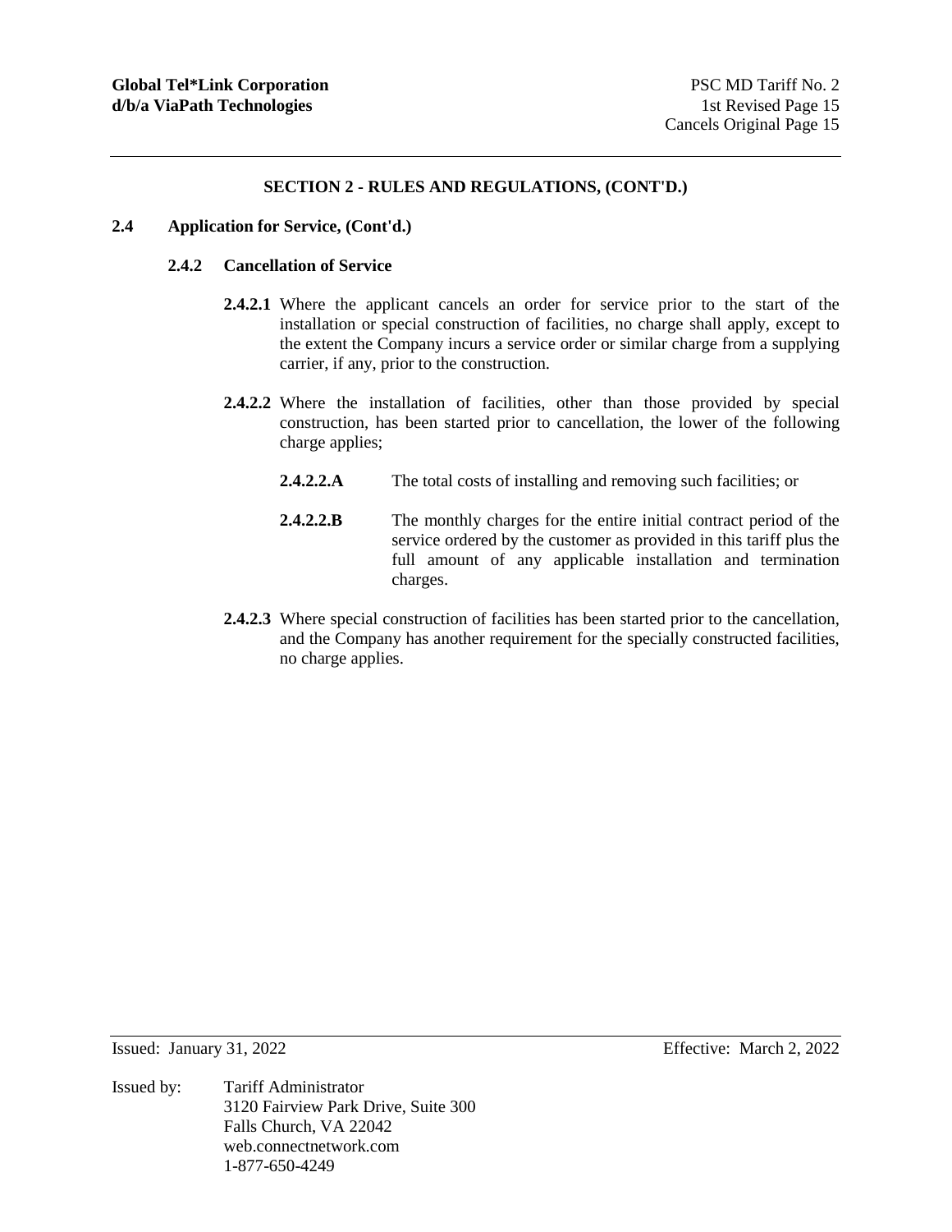## SECTION 2 - RULES AND REGULATIONS, (CONT'D.)

### 2.4 Application for Service, (Cont'd.)

#### 2.4.2 Cancellation of Service

**2.4.2.1** Where the applicant cancels an order for service prior to the start of the installation or special construction of facilities, no charge shall apply, except to the extent the Company incurs a service order or similar charge from a supplying carrier, if any, prior to the construction.

**2.4.2.2** Where the installation of facilities, other than those provided by special construction, has been started prior to cancellation, the lower of the following charge applies;

**2.4.2.2.A** The total costs of installing and removing such facilities; or

**2.4.2.2.B** The monthly charges for the entire initial contract period of the service ordered by the customer as provided in this tariff plus the full amount of any applicable installation and termination charges.

**2.4.2.3** Where special construction of facilities has been started prior to the cancellation, and the Company has another requirement for the specially constructed facilities, no charge applies.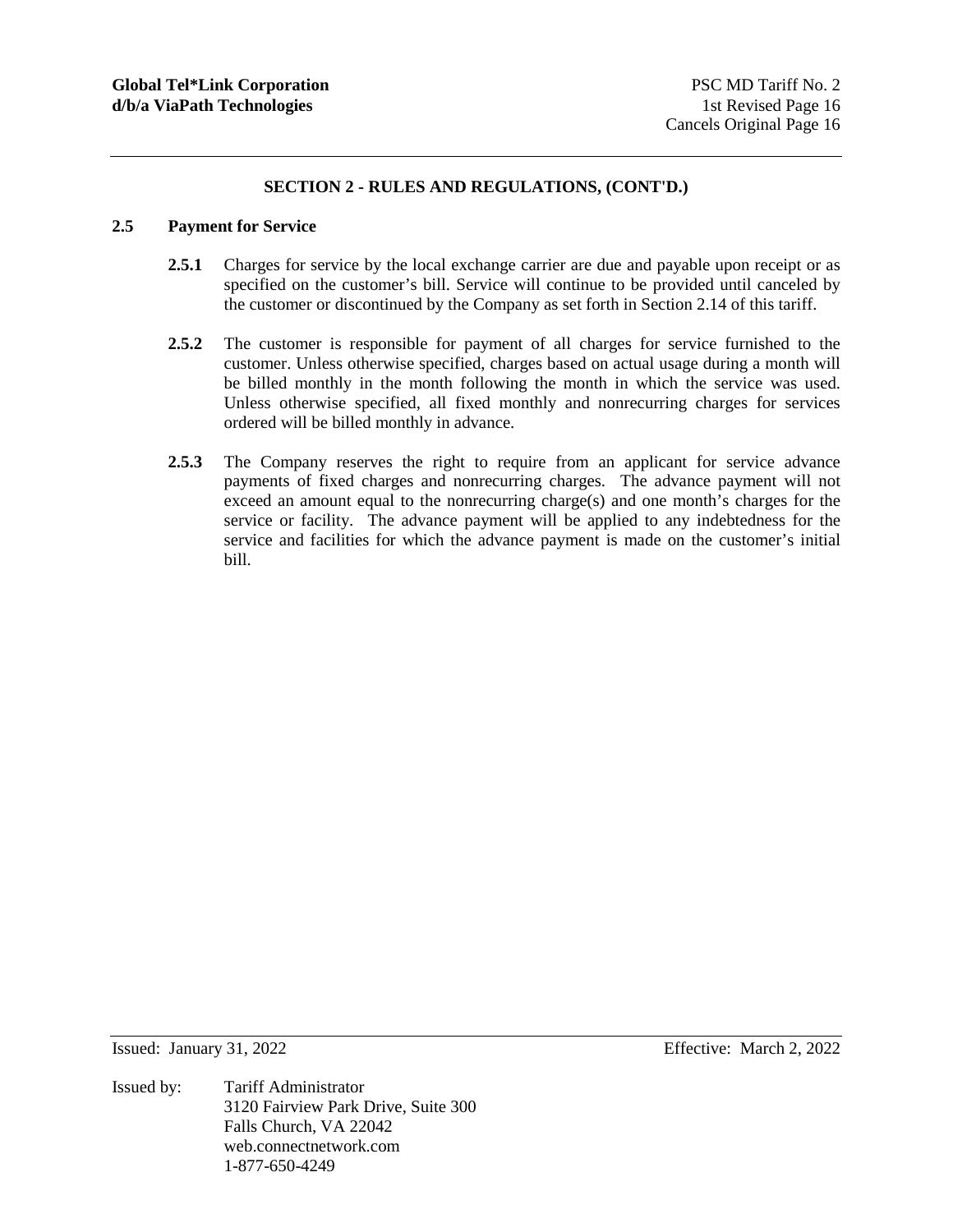## SECTION 2 - RULES AND REGULATIONS, (CONT'D.)

### 2.5 Payment for Service

**2.5.1** Charges for service by the local exchange carrier are due and payable upon receipt or as specified on the customer's bill. Service will continue to be provided until canceled by the customer or discontinued by the Company as set forth in Section 2.14 of this tariff.

**2.5.2** The customer is responsible for payment of all charges for service furnished to the customer. Unless otherwise specified, charges based on actual usage during a month will be billed monthly in the month following the month in which the service was used. Unless otherwise specified, all fixed monthly and nonrecurring charges for services ordered will be billed monthly in advance.

**2.5.3** The Company reserves the right to require from an applicant for service advance payments of fixed charges and nonrecurring charges. The advance payment will not exceed an amount equal to the nonrecurring charge(s) and one month's charges for the service or facility. The advance payment will be applied to any indebtedness for the service and facilities for which the advance payment is made on the customer's initial bill.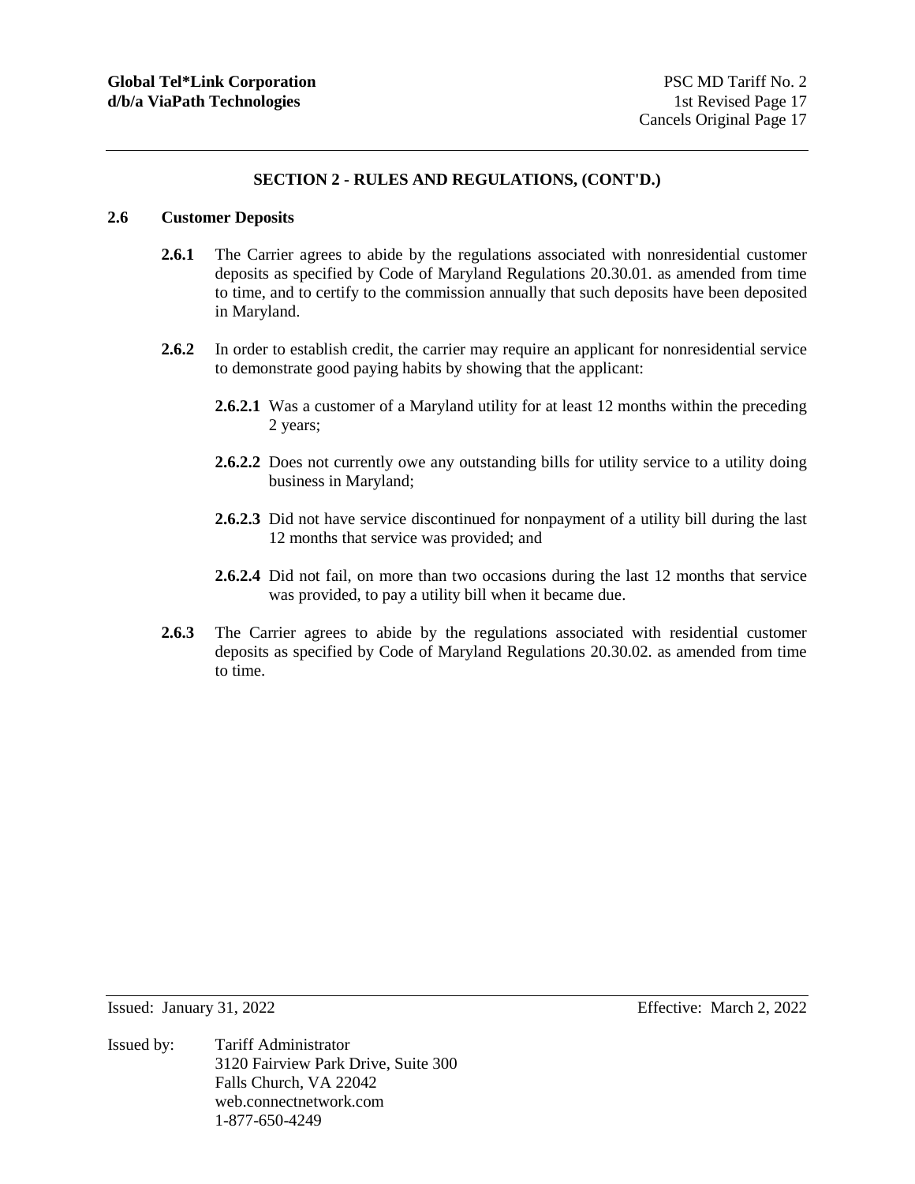## SECTION 2 - RULES AND REGULATIONS, (CONT'D.)

### 2.6 Customer Deposits

**2.6.1** The Carrier agrees to abide by the regulations associated with nonresidential customer deposits as specified by Code of Maryland Regulations 20.30.01. as amended from time to time, and to certify to the commission annually that such deposits have been deposited in Maryland.

**2.6.2** In order to establish credit, the carrier may require an applicant for nonresidential service to demonstrate good paying habits by showing that the applicant:

**2.6.2.1** Was a customer of a Maryland utility for at least 12 months within the preceding 2 years;

**2.6.2.2** Does not currently owe any outstanding bills for utility service to a utility doing business in Maryland;

**2.6.2.3** Did not have service discontinued for nonpayment of a utility bill during the last 12 months that service was provided; and

**2.6.2.4** Did not fail, on more than two occasions during the last 12 months that service was provided, to pay a utility bill when it became due.

**2.6.3** The Carrier agrees to abide by the regulations associated with residential customer deposits as specified by Code of Maryland Regulations 20.30.02. as amended from time to time.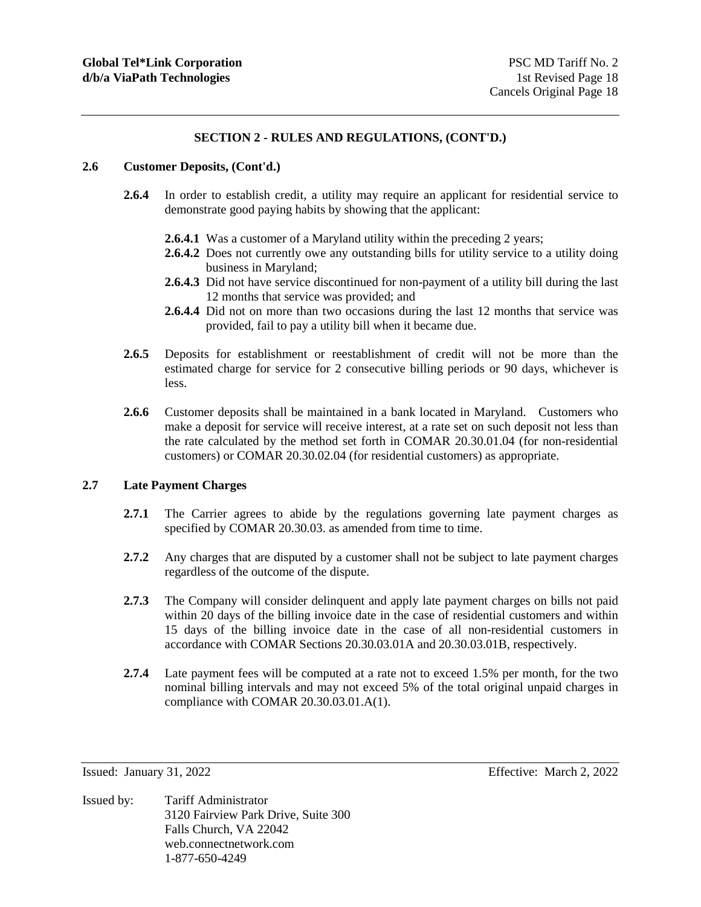## SECTION 2 - RULES AND REGULATIONS, (CONT'D.)

### 2.6 Customer Deposits, (Cont'd.)

**2.6.4** In order to establish credit, a utility may require an applicant for residential service to demonstrate good paying habits by showing that the applicant:

**2.6.4.1** Was a customer of a Maryland utility within the preceding 2 years;
**2.6.4.2** Does not currently owe any outstanding bills for utility service to a utility doing business in Maryland;
**2.6.4.3** Did not have service discontinued for non-payment of a utility bill during the last 12 months that service was provided; and
**2.6.4.4** Did not on more than two occasions during the last 12 months that service was provided, fail to pay a utility bill when it became due.

**2.6.5** Deposits for establishment or reestablishment of credit will not be more than the estimated charge for service for 2 consecutive billing periods or 90 days, whichever is less.

**2.6.6** Customer deposits shall be maintained in a bank located in Maryland. Customers who make a deposit for service will receive interest, at a rate set on such deposit not less than the rate calculated by the method set forth in COMAR 20.30.01.04 (for non-residential customers) or COMAR 20.30.02.04 (for residential customers) as appropriate.

### 2.7 Late Payment Charges

**2.7.1** The Carrier agrees to abide by the regulations governing late payment charges as specified by COMAR 20.30.03. as amended from time to time.

**2.7.2** Any charges that are disputed by a customer shall not be subject to late payment charges regardless of the outcome of the dispute.

**2.7.3** The Company will consider delinquent and apply late payment charges on bills not paid within 20 days of the billing invoice date in the case of residential customers and within 15 days of the billing invoice date in the case of all non-residential customers in accordance with COMAR Sections 20.30.03.01A and 20.30.03.01B, respectively.

**2.7.4** Late payment fees will be computed at a rate not to exceed 1.5% per month, for the two nominal billing intervals and may not exceed 5% of the total original unpaid charges in compliance with COMAR 20.30.03.01.A(1).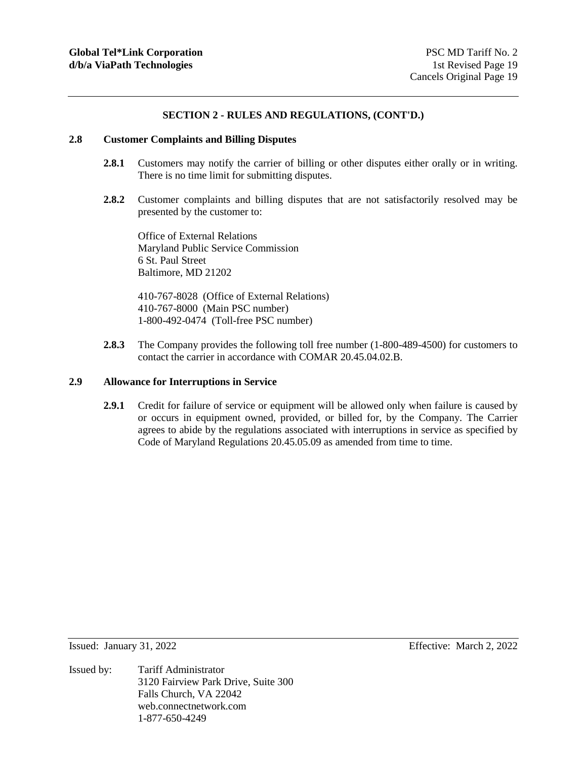## SECTION 2 - RULES AND REGULATIONS, (CONT'D.)

### 2.8 Customer Complaints and Billing Disputes

**2.8.1** Customers may notify the carrier of billing or other disputes either orally or in writing. There is no time limit for submitting disputes.

**2.8.2** Customer complaints and billing disputes that are not satisfactorily resolved may be presented by the customer to:

Office of External Relations
Maryland Public Service Commission
6 St. Paul Street
Baltimore, MD 21202

410-767-8028 (Office of External Relations)
410-767-8000 (Main PSC number)
1-800-492-0474 (Toll-free PSC number)

**2.8.3** The Company provides the following toll free number (1-800-489-4500) for customers to contact the carrier in accordance with COMAR 20.45.04.02.B.

### 2.9 Allowance for Interruptions in Service

**2.9.1** Credit for failure of service or equipment will be allowed only when failure is caused by or occurs in equipment owned, provided, or billed for, by the Company. The Carrier agrees to abide by the regulations associated with interruptions in service as specified by Code of Maryland Regulations 20.45.05.09 as amended from time to time.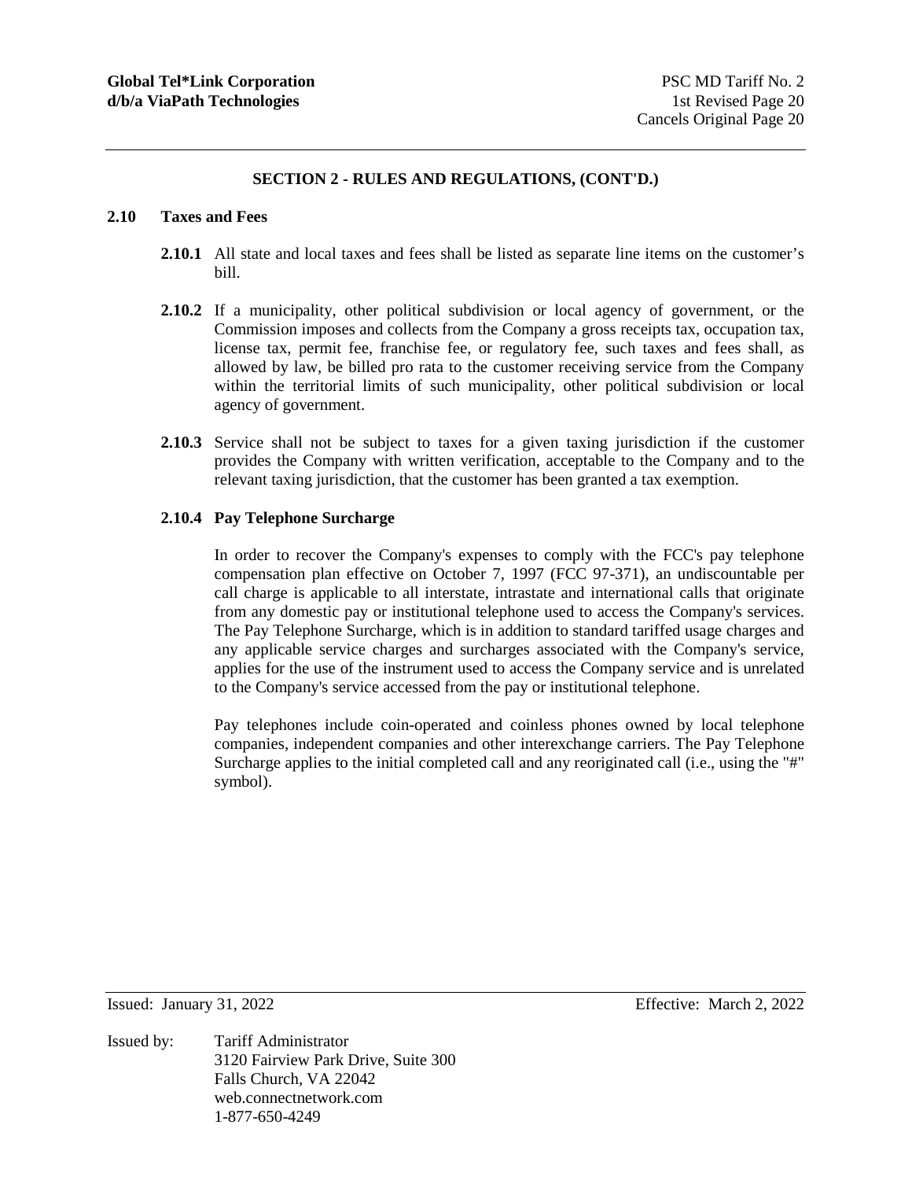## SECTION 2 - RULES AND REGULATIONS, (CONT'D.)

### 2.10 Taxes and Fees

**2.10.1** All state and local taxes and fees shall be listed as separate line items on the customer's bill.

**2.10.2** If a municipality, other political subdivision or local agency of government, or the Commission imposes and collects from the Company a gross receipts tax, occupation tax, license tax, permit fee, franchise fee, or regulatory fee, such taxes and fees shall, as allowed by law, be billed pro rata to the customer receiving service from the Company within the territorial limits of such municipality, other political subdivision or local agency of government.

**2.10.3** Service shall not be subject to taxes for a given taxing jurisdiction if the customer provides the Company with written verification, acceptable to the Company and to the relevant taxing jurisdiction, that the customer has been granted a tax exemption.

**2.10.4 Pay Telephone Surcharge**

In order to recover the Company's expenses to comply with the FCC's pay telephone compensation plan effective on October 7, 1997 (FCC 97-371), an undiscountable per call charge is applicable to all interstate, intrastate and international calls that originate from any domestic pay or institutional telephone used to access the Company's services. The Pay Telephone Surcharge, which is in addition to standard tariffed usage charges and any applicable service charges and surcharges associated with the Company's service, applies for the use of the instrument used to access the Company service and is unrelated to the Company's service accessed from the pay or institutional telephone.

Pay telephones include coin-operated and coinless phones owned by local telephone companies, independent companies and other interexchange carriers. The Pay Telephone Surcharge applies to the initial completed call and any reoriginated call (i.e., using the "#" symbol).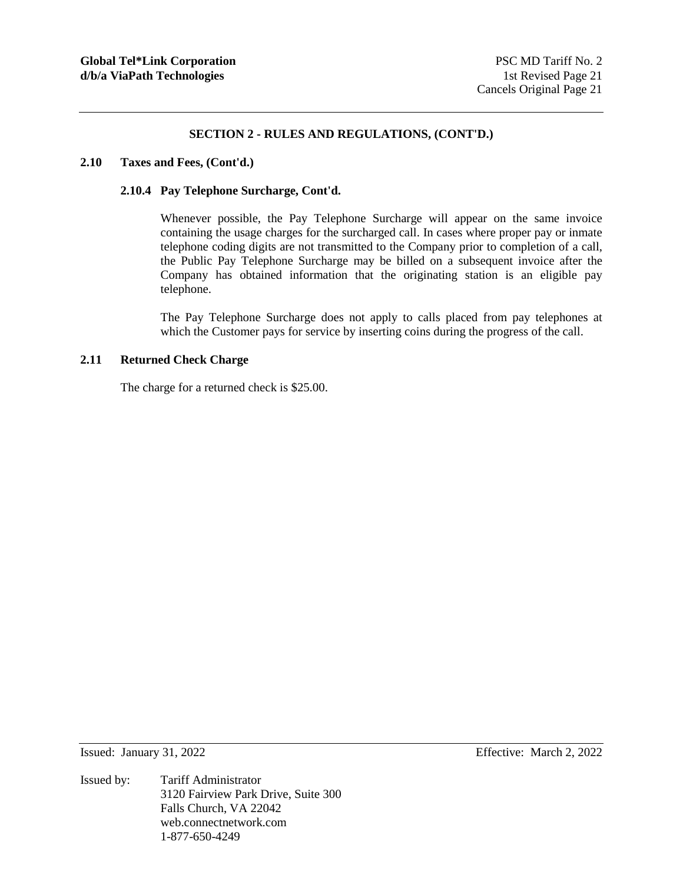## SECTION 2 - RULES AND REGULATIONS, (CONT'D.)

### 2.10 Taxes and Fees, (Cont'd.)

#### 2.10.4 Pay Telephone Surcharge, Cont'd.

Whenever possible, the Pay Telephone Surcharge will appear on the same invoice containing the usage charges for the surcharged call. In cases where proper pay or inmate telephone coding digits are not transmitted to the Company prior to completion of a call, the Public Pay Telephone Surcharge may be billed on a subsequent invoice after the Company has obtained information that the originating station is an eligible pay telephone.

The Pay Telephone Surcharge does not apply to calls placed from pay telephones at which the Customer pays for service by inserting coins during the progress of the call.

### 2.11 Returned Check Charge

The charge for a returned check is $25.00.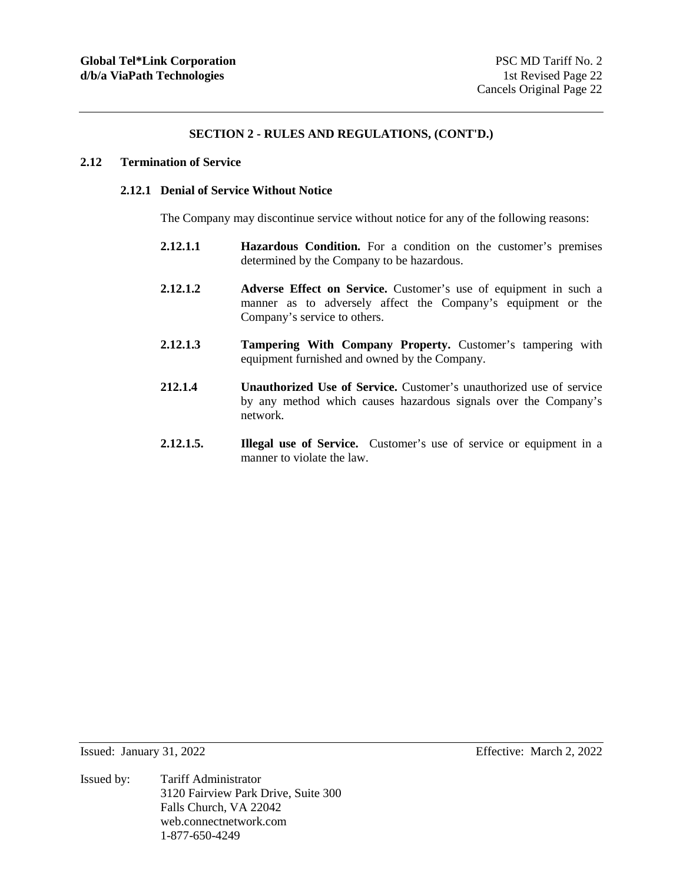## SECTION 2 - RULES AND REGULATIONS, (CONT'D.)

### 2.12 Termination of Service

#### 2.12.1 Denial of Service Without Notice

The Company may discontinue service without notice for any of the following reasons:

**2.12.1.1** **Hazardous Condition.** For a condition on the customer's premises determined by the Company to be hazardous.

**2.12.1.2** **Adverse Effect on Service.** Customer's use of equipment in such a manner as to adversely affect the Company's equipment or the Company's service to others.

**2.12.1.3** **Tampering With Company Property.** Customer's tampering with equipment furnished and owned by the Company.

**212.1.4** **Unauthorized Use of Service.** Customer's unauthorized use of service by any method which causes hazardous signals over the Company's network.

**2.12.1.5.** **Illegal use of Service.** Customer's use of service or equipment in a manner to violate the law.

Issued: January 31, 2022 Effective: March 2, 2022

Issued by: Tariff Administrator
3120 Fairview Park Drive, Suite 300
Falls Church, VA 22042
web.connectnetwork.com
1-877-650-4249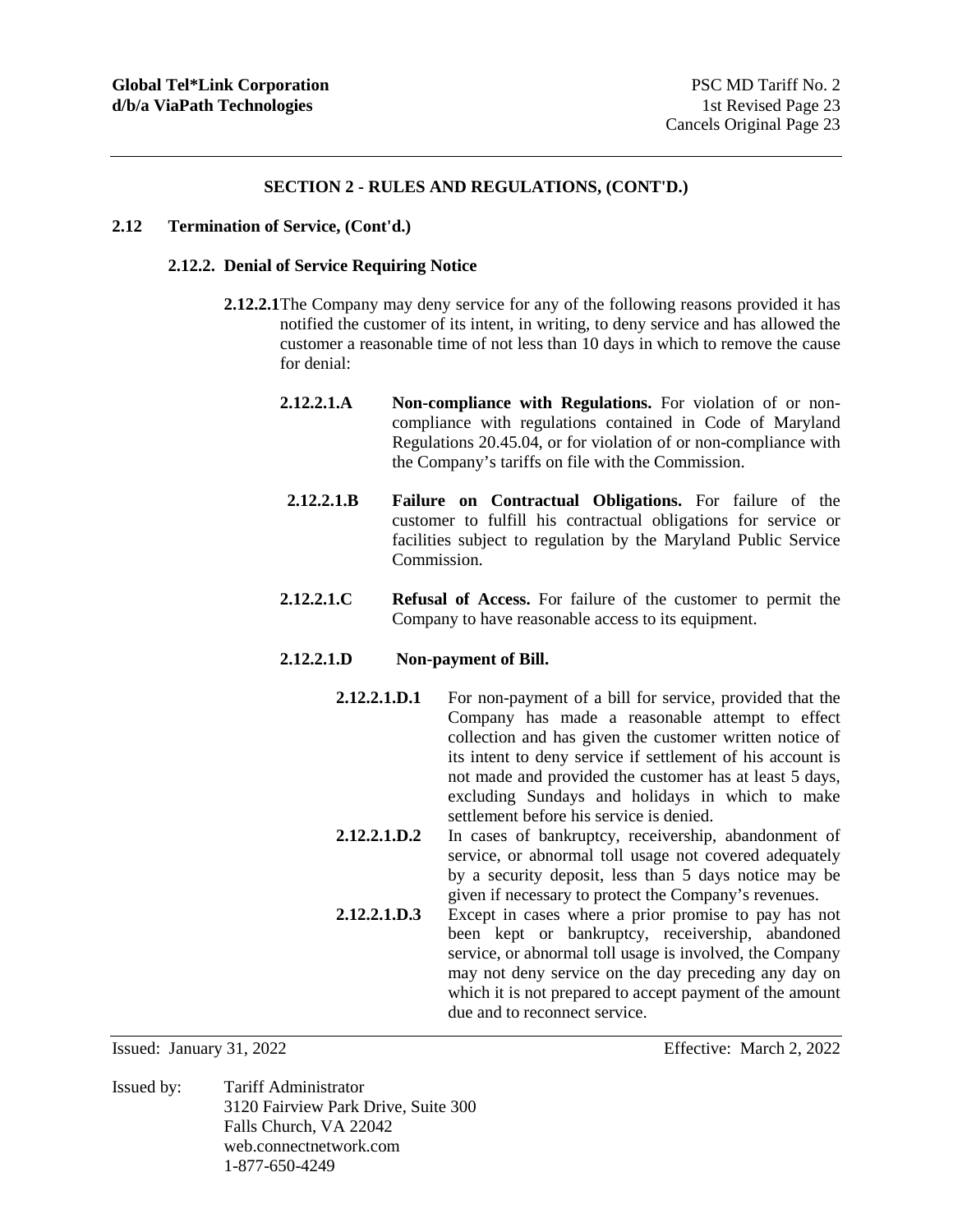## SECTION 2 - RULES AND REGULATIONS, (CONT'D.)

### 2.12 Termination of Service, (Cont'd.)

#### 2.12.2. Denial of Service Requiring Notice

**2.12.2.1** The Company may deny service for any of the following reasons provided it has notified the customer of its intent, in writing, to deny service and has allowed the customer a reasonable time of not less than 10 days in which to remove the cause for denial:

**2.12.2.1.A** **Non-compliance with Regulations.** For violation of or non-compliance with regulations contained in Code of Maryland Regulations 20.45.04, or for violation of or non-compliance with the Company's tariffs on file with the Commission.

**2.12.2.1.B** **Failure on Contractual Obligations.** For failure of the customer to fulfill his contractual obligations for service or facilities subject to regulation by the Maryland Public Service Commission.

**2.12.2.1.C** **Refusal of Access.** For failure of the customer to permit the Company to have reasonable access to its equipment.

**2.12.2.1.D** **Non-payment of Bill.**

**2.12.2.1.D.1** For non-payment of a bill for service, provided that the Company has made a reasonable attempt to effect collection and has given the customer written notice of its intent to deny service if settlement of his account is not made and provided the customer has at least 5 days, excluding Sundays and holidays in which to make settlement before his service is denied.

**2.12.2.1.D.2** In cases of bankruptcy, receivership, abandonment of service, or abnormal toll usage not covered adequately by a security deposit, less than 5 days notice may be given if necessary to protect the Company's revenues.

**2.12.2.1.D.3** Except in cases where a prior promise to pay has not been kept or bankruptcy, receivership, abandoned service, or abnormal toll usage is involved, the Company may not deny service on the day preceding any day on which it is not prepared to accept payment of the amount due and to reconnect service.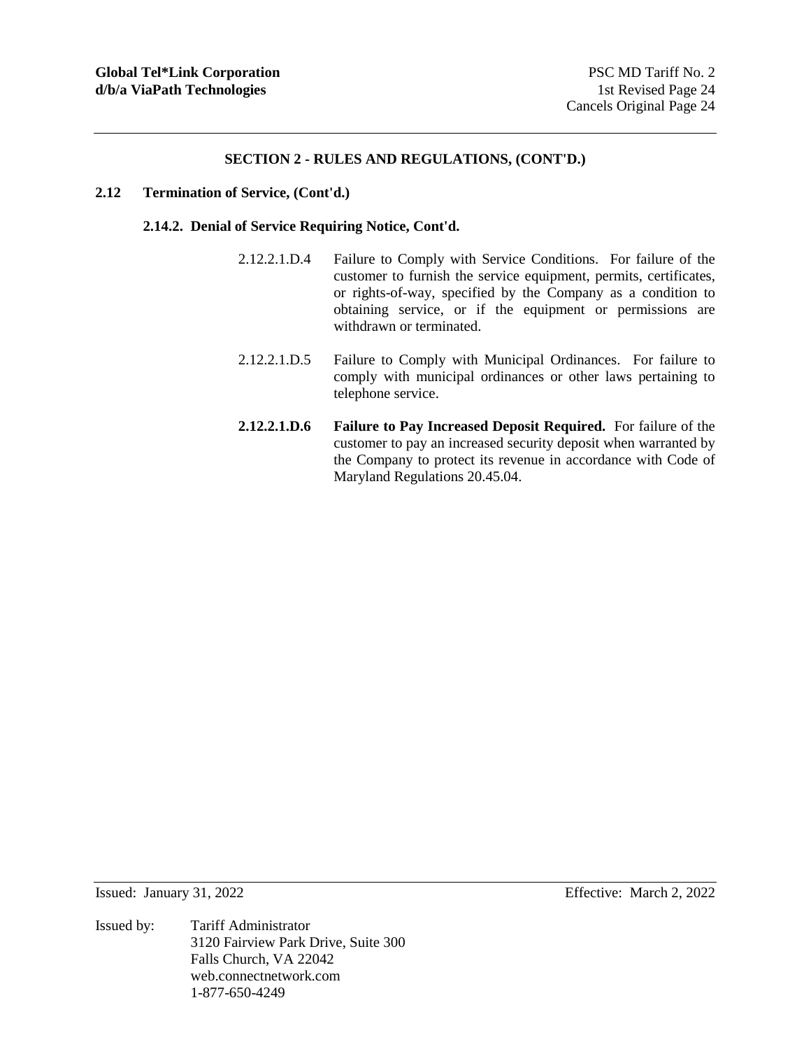## SECTION 2 - RULES AND REGULATIONS, (CONT'D.)

**2.12 Termination of Service, (Cont'd.)**

**2.14.2. Denial of Service Requiring Notice, Cont'd.**

2.12.2.1.D.4 Failure to Comply with Service Conditions. For failure of the customer to furnish the service equipment, permits, certificates, or rights-of-way, specified by the Company as a condition to obtaining service, or if the equipment or permissions are withdrawn or terminated.

2.12.2.1.D.5 Failure to Comply with Municipal Ordinances. For failure to comply with municipal ordinances or other laws pertaining to telephone service.

**2.12.2.1.D.6 Failure to Pay Increased Deposit Required.** For failure of the customer to pay an increased security deposit when warranted by the Company to protect its revenue in accordance with Code of Maryland Regulations 20.45.04.

Issued: January 31, 2022 Effective: March 2, 2022

Issued by: Tariff Administrator
3120 Fairview Park Drive, Suite 300
Falls Church, VA 22042
web.connectnetwork.com
1-877-650-4249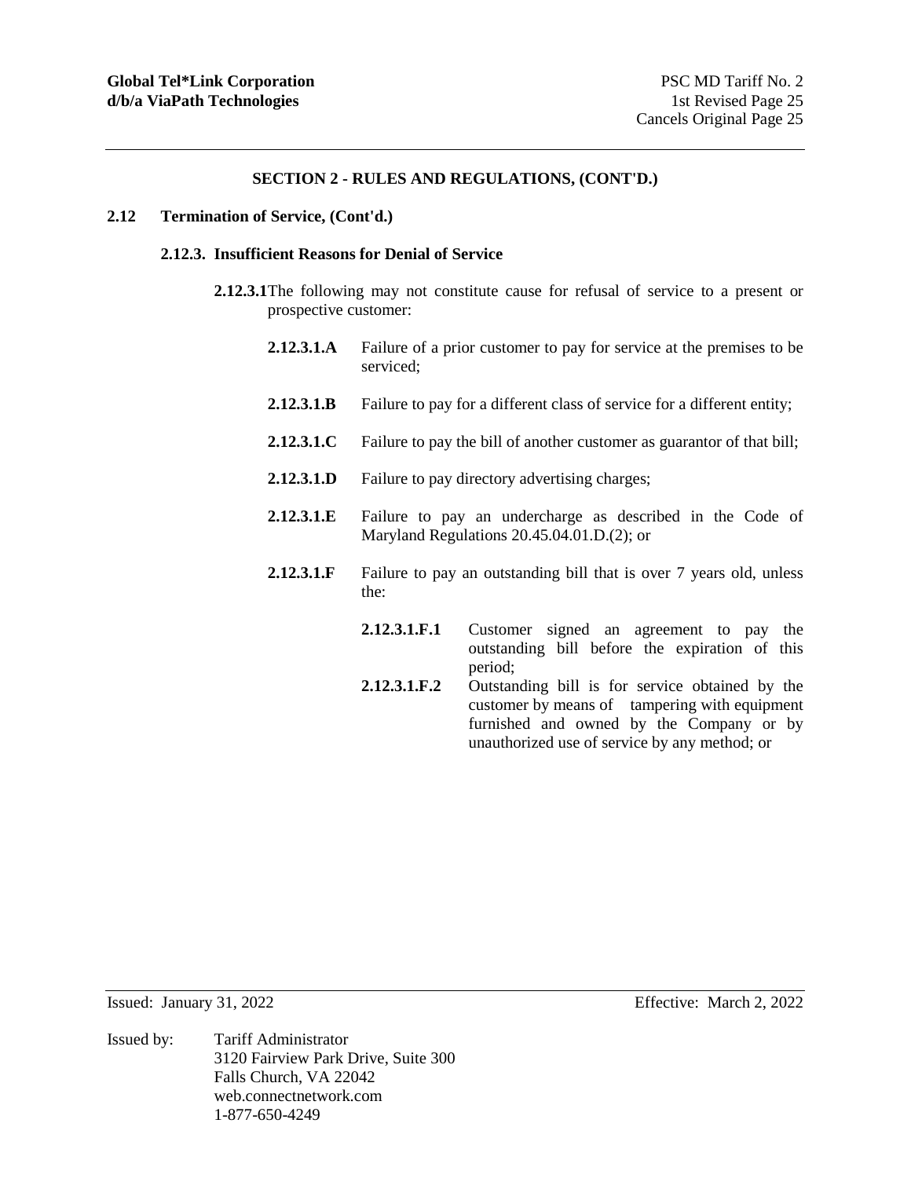## SECTION 2 - RULES AND REGULATIONS, (CONT'D.)

### 2.12 Termination of Service, (Cont'd.)

#### 2.12.3. Insufficient Reasons for Denial of Service

**2.12.3.1** The following may not constitute cause for refusal of service to a present or prospective customer:

**2.12.3.1.A** Failure of a prior customer to pay for service at the premises to be serviced;

**2.12.3.1.B** Failure to pay for a different class of service for a different entity;

**2.12.3.1.C** Failure to pay the bill of another customer as guarantor of that bill;

**2.12.3.1.D** Failure to pay directory advertising charges;

**2.12.3.1.E** Failure to pay an undercharge as described in the Code of Maryland Regulations 20.45.04.01.D.(2); or

**2.12.3.1.F** Failure to pay an outstanding bill that is over 7 years old, unless the:

**2.12.3.1.F.1** Customer signed an agreement to pay the outstanding bill before the expiration of this period;

**2.12.3.1.F.2** Outstanding bill is for service obtained by the customer by means of tampering with equipment furnished and owned by the Company or by unauthorized use of service by any method; or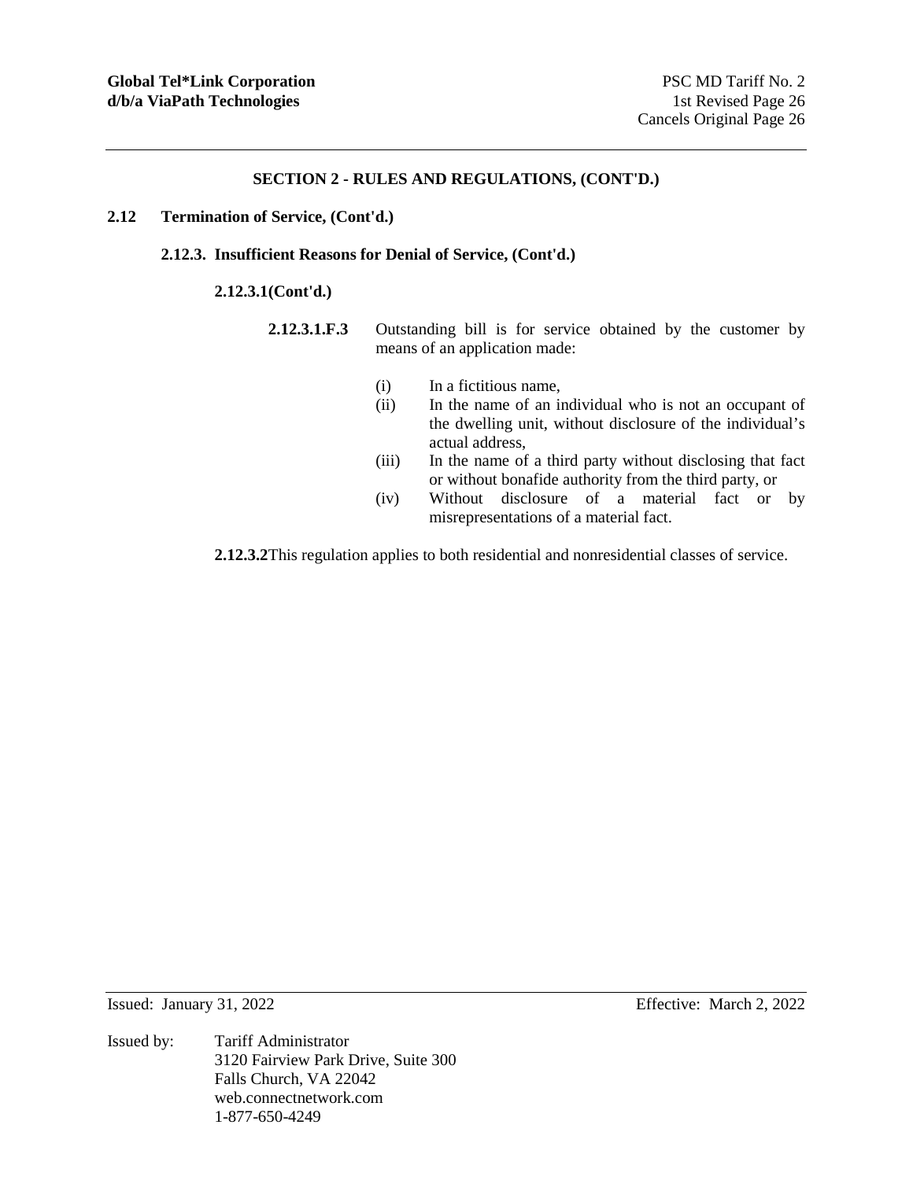## SECTION 2 - RULES AND REGULATIONS, (CONT'D.)

**2.12 Termination of Service, (Cont'd.)**

**2.12.3. Insufficient Reasons for Denial of Service, (Cont'd.)**

**2.12.3.1(Cont'd.)**

**2.12.3.1.F.3** Outstanding bill is for service obtained by the customer by means of an application made:

- (i) In a fictitious name,
- (ii) In the name of an individual who is not an occupant of the dwelling unit, without disclosure of the individual's actual address,
- (iii) In the name of a third party without disclosing that fact or without bonafide authority from the third party, or
- (iv) Without disclosure of a material fact or by misrepresentations of a material fact.

**2.12.3.2** This regulation applies to both residential and nonresidential classes of service.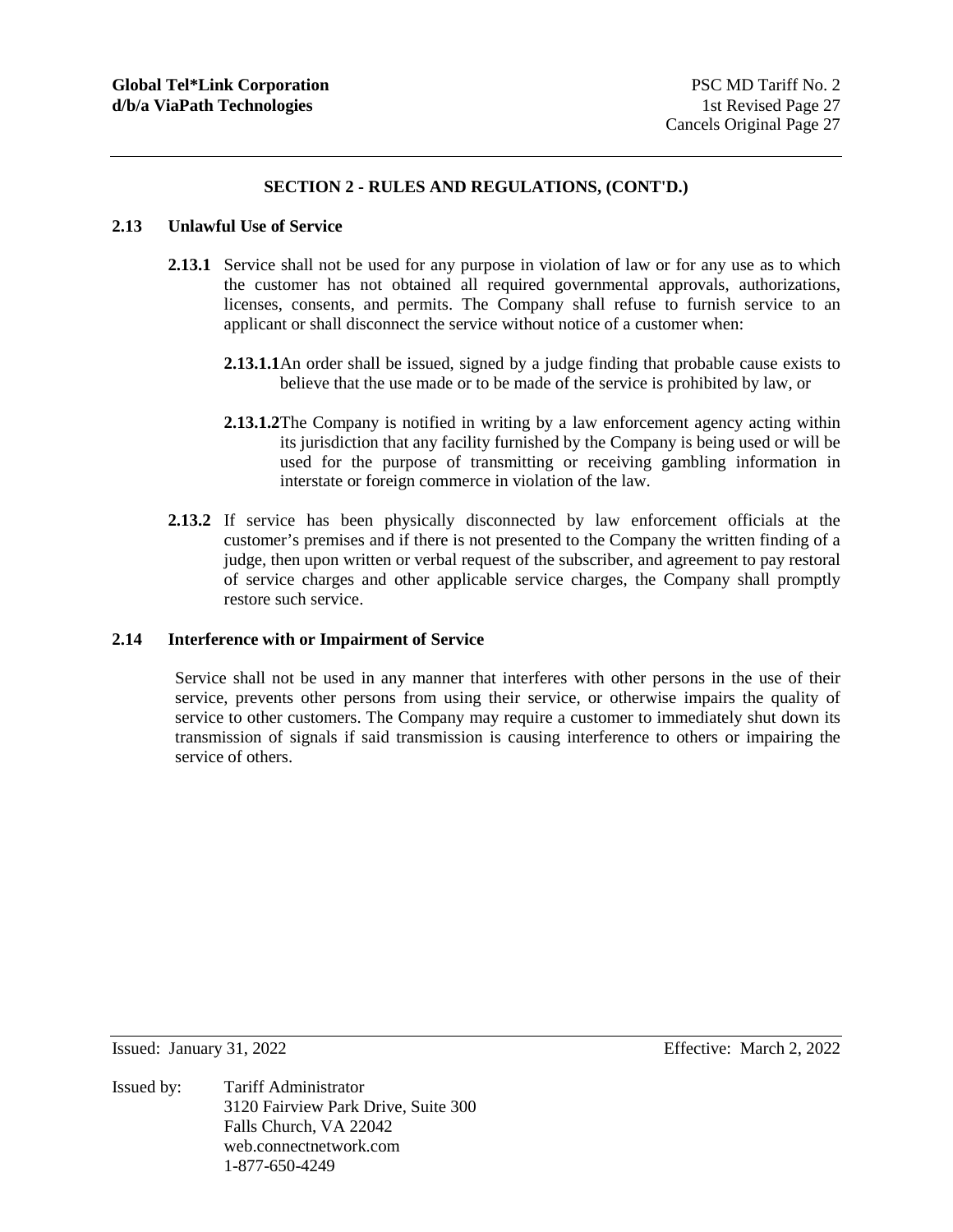## SECTION 2 - RULES AND REGULATIONS, (CONT'D.)

### 2.13 Unlawful Use of Service

**2.13.1** Service shall not be used for any purpose in violation of law or for any use as to which the customer has not obtained all required governmental approvals, authorizations, licenses, consents, and permits. The Company shall refuse to furnish service to an applicant or shall disconnect the service without notice of a customer when:

**2.13.1.1** An order shall be issued, signed by a judge finding that probable cause exists to believe that the use made or to be made of the service is prohibited by law, or

**2.13.1.2** The Company is notified in writing by a law enforcement agency acting within its jurisdiction that any facility furnished by the Company is being used or will be used for the purpose of transmitting or receiving gambling information in interstate or foreign commerce in violation of the law.

**2.13.2** If service has been physically disconnected by law enforcement officials at the customer's premises and if there is not presented to the Company the written finding of a judge, then upon written or verbal request of the subscriber, and agreement to pay restoral of service charges and other applicable service charges, the Company shall promptly restore such service.

### 2.14 Interference with or Impairment of Service

Service shall not be used in any manner that interferes with other persons in the use of their service, prevents other persons from using their service, or otherwise impairs the quality of service to other customers. The Company may require a customer to immediately shut down its transmission of signals if said transmission is causing interference to others or impairing the service of others.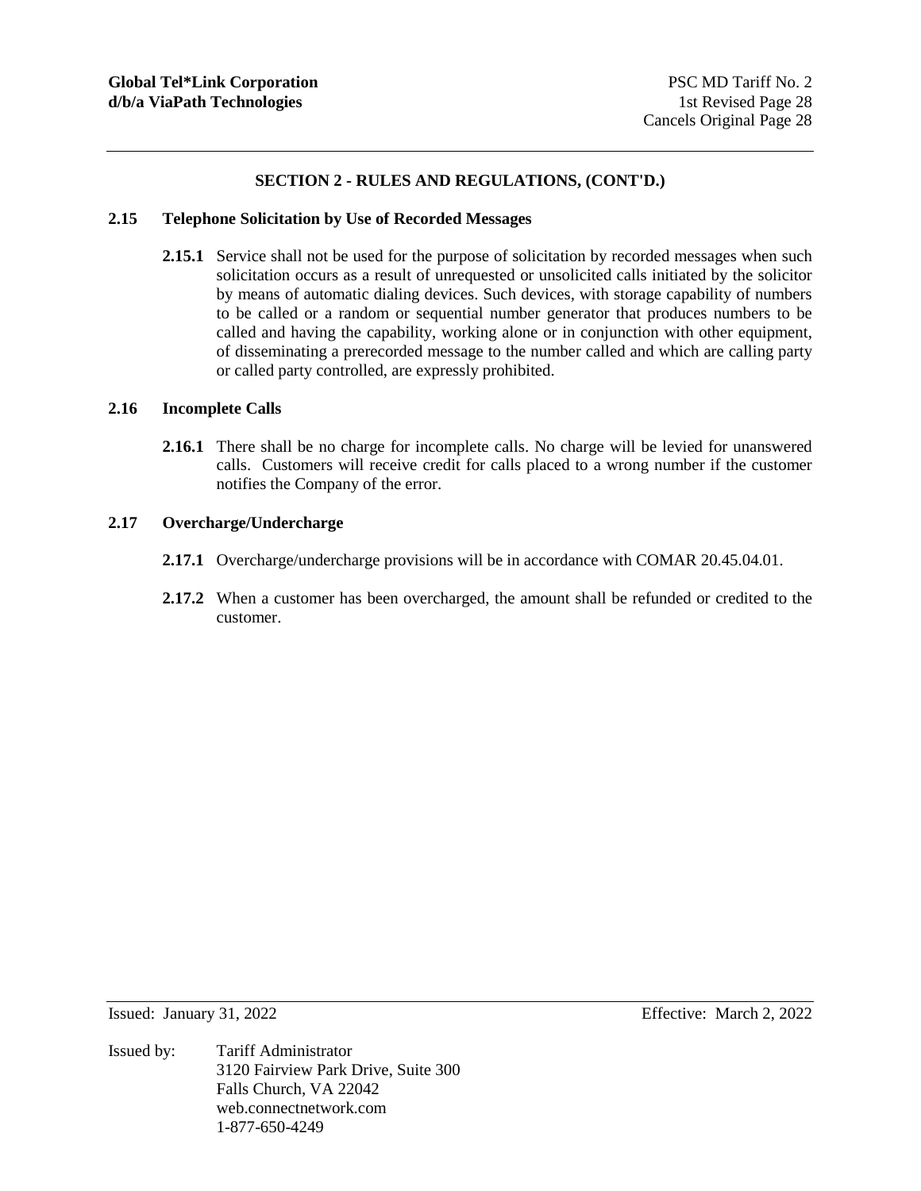## SECTION 2 - RULES AND REGULATIONS, (CONT'D.)

### 2.15 Telephone Solicitation by Use of Recorded Messages

**2.15.1** Service shall not be used for the purpose of solicitation by recorded messages when such solicitation occurs as a result of unrequested or unsolicited calls initiated by the solicitor by means of automatic dialing devices. Such devices, with storage capability of numbers to be called or a random or sequential number generator that produces numbers to be called and having the capability, working alone or in conjunction with other equipment, of disseminating a prerecorded message to the number called and which are calling party or called party controlled, are expressly prohibited.

### 2.16 Incomplete Calls

**2.16.1** There shall be no charge for incomplete calls. No charge will be levied for unanswered calls. Customers will receive credit for calls placed to a wrong number if the customer notifies the Company of the error.

### 2.17 Overcharge/Undercharge

**2.17.1** Overcharge/undercharge provisions will be in accordance with COMAR 20.45.04.01.

**2.17.2** When a customer has been overcharged, the amount shall be refunded or credited to the customer.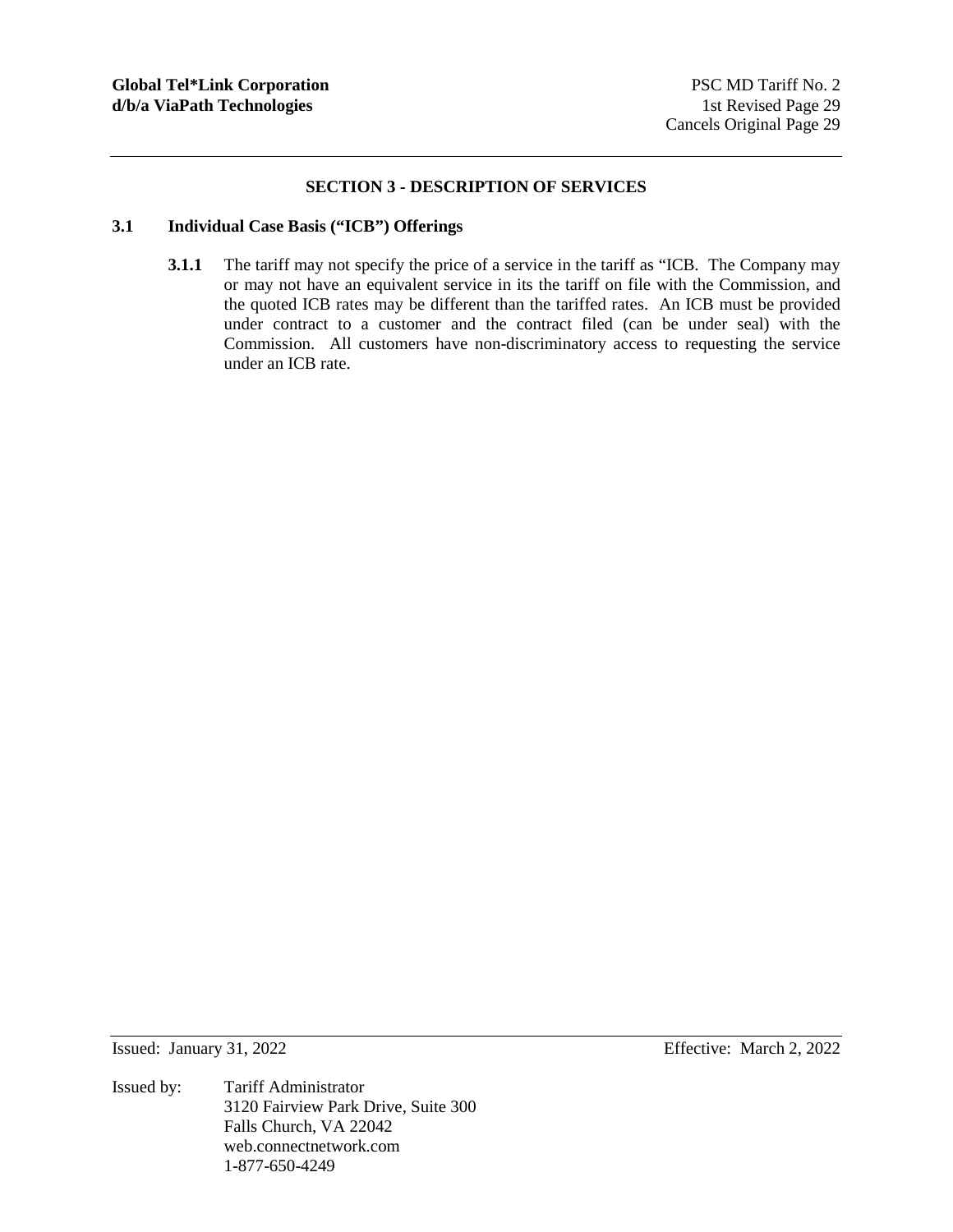## SECTION 3 - DESCRIPTION OF SERVICES

### 3.1 Individual Case Basis ("ICB") Offerings

**3.1.1** The tariff may not specify the price of a service in the tariff as "ICB. The Company may or may not have an equivalent service in its the tariff on file with the Commission, and the quoted ICB rates may be different than the tariffed rates. An ICB must be provided under contract to a customer and the contract filed (can be under seal) with the Commission. All customers have non-discriminatory access to requesting the service under an ICB rate.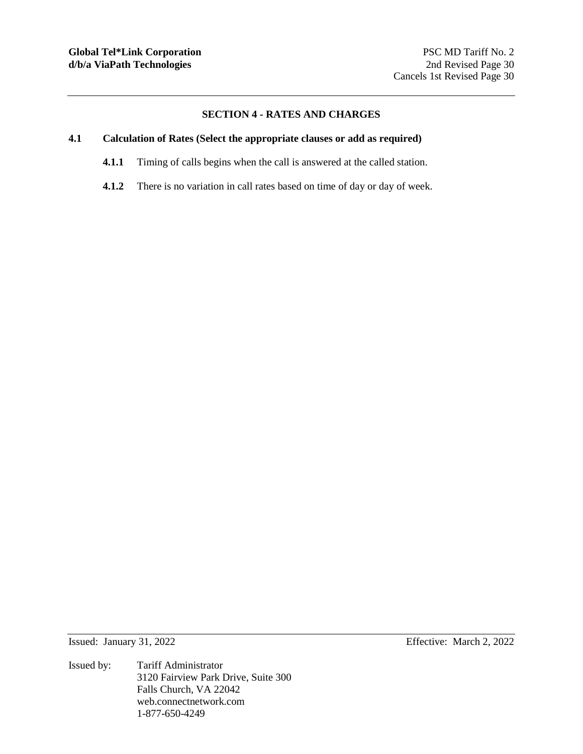## SECTION 4 - RATES AND CHARGES

### 4.1 Calculation of Rates (Select the appropriate clauses or add as required)

**4.1.1** Timing of calls begins when the call is answered at the called station.

**4.1.2** There is no variation in call rates based on time of day or day of week.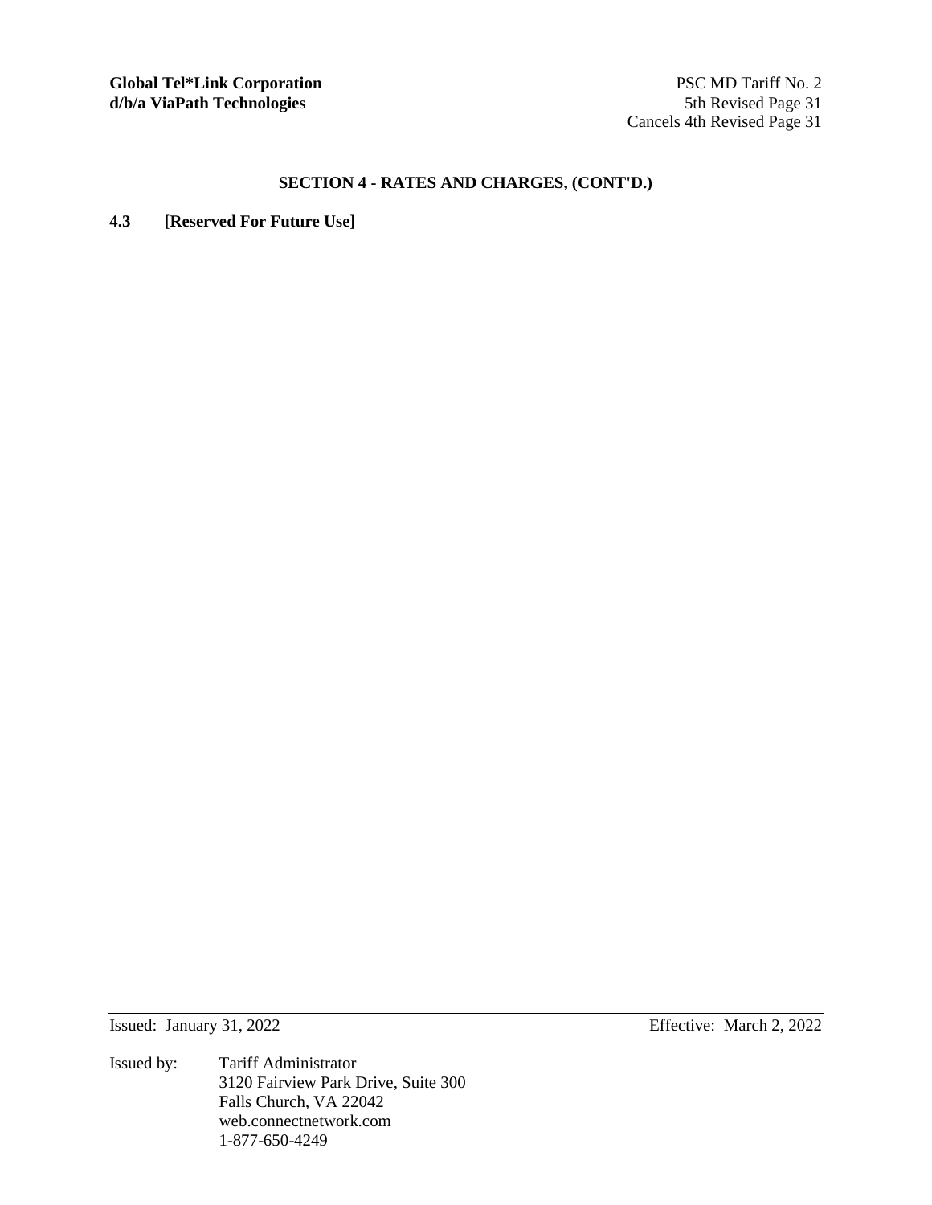## SECTION 4 - RATES AND CHARGES, (CONT'D.)

**4.3 [Reserved For Future Use]**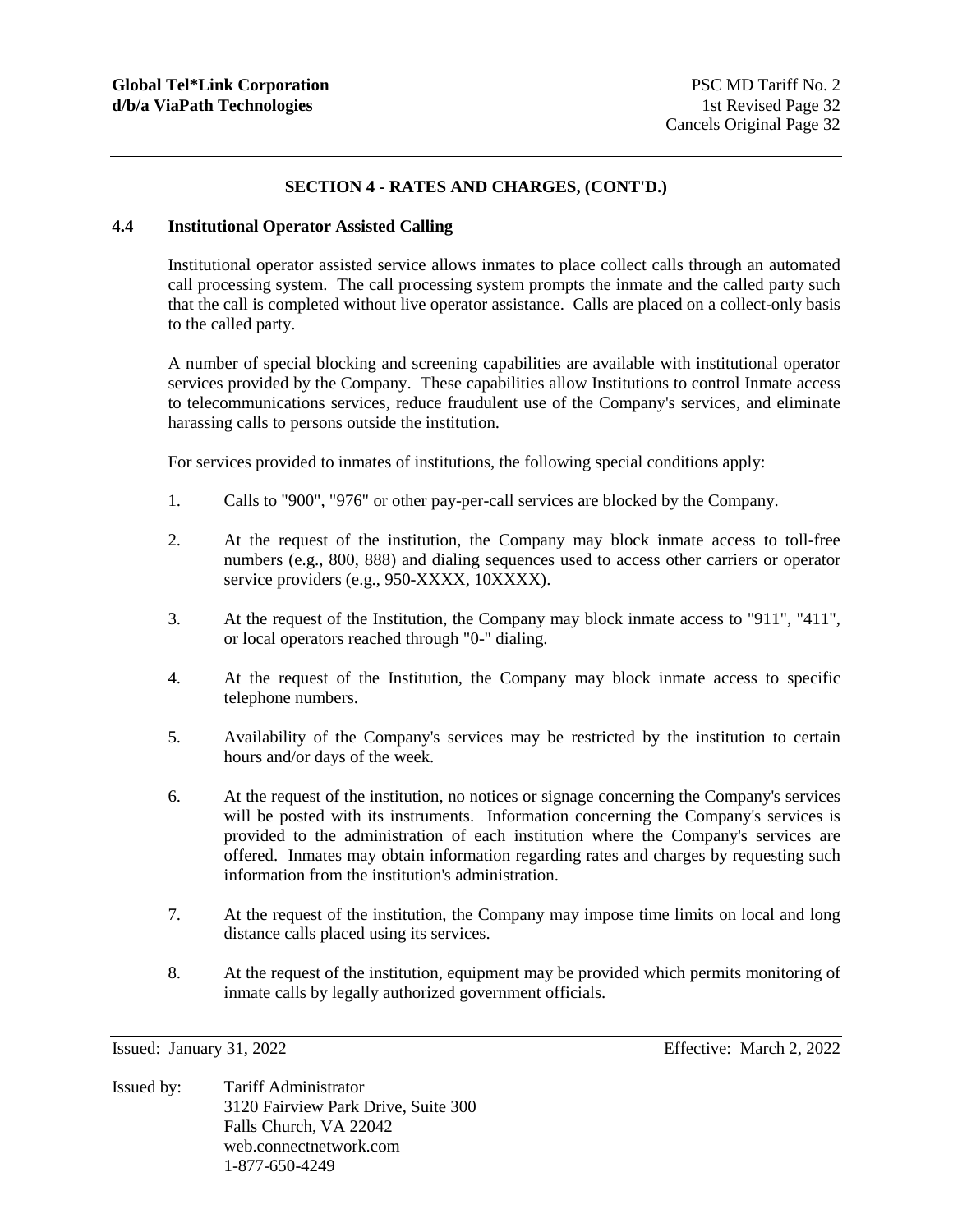## SECTION 4 - RATES AND CHARGES, (CONT'D.)

### 4.4 Institutional Operator Assisted Calling

Institutional operator assisted service allows inmates to place collect calls through an automated call processing system. The call processing system prompts the inmate and the called party such that the call is completed without live operator assistance. Calls are placed on a collect-only basis to the called party.

A number of special blocking and screening capabilities are available with institutional operator services provided by the Company. These capabilities allow Institutions to control Inmate access to telecommunications services, reduce fraudulent use of the Company's services, and eliminate harassing calls to persons outside the institution.

For services provided to inmates of institutions, the following special conditions apply:

1. Calls to "900", "976" or other pay-per-call services are blocked by the Company.
2. At the request of the institution, the Company may block inmate access to toll-free numbers (e.g., 800, 888) and dialing sequences used to access other carriers or operator service providers (e.g., 950-XXXX, 10XXXX).
3. At the request of the Institution, the Company may block inmate access to "911", "411", or local operators reached through "0-" dialing.
4. At the request of the Institution, the Company may block inmate access to specific telephone numbers.
5. Availability of the Company's services may be restricted by the institution to certain hours and/or days of the week.
6. At the request of the institution, no notices or signage concerning the Company's services will be posted with its instruments. Information concerning the Company's services is provided to the administration of each institution where the Company's services are offered. Inmates may obtain information regarding rates and charges by requesting such information from the institution's administration.
7. At the request of the institution, the Company may impose time limits on local and long distance calls placed using its services.
8. At the request of the institution, equipment may be provided which permits monitoring of inmate calls by legally authorized government officials.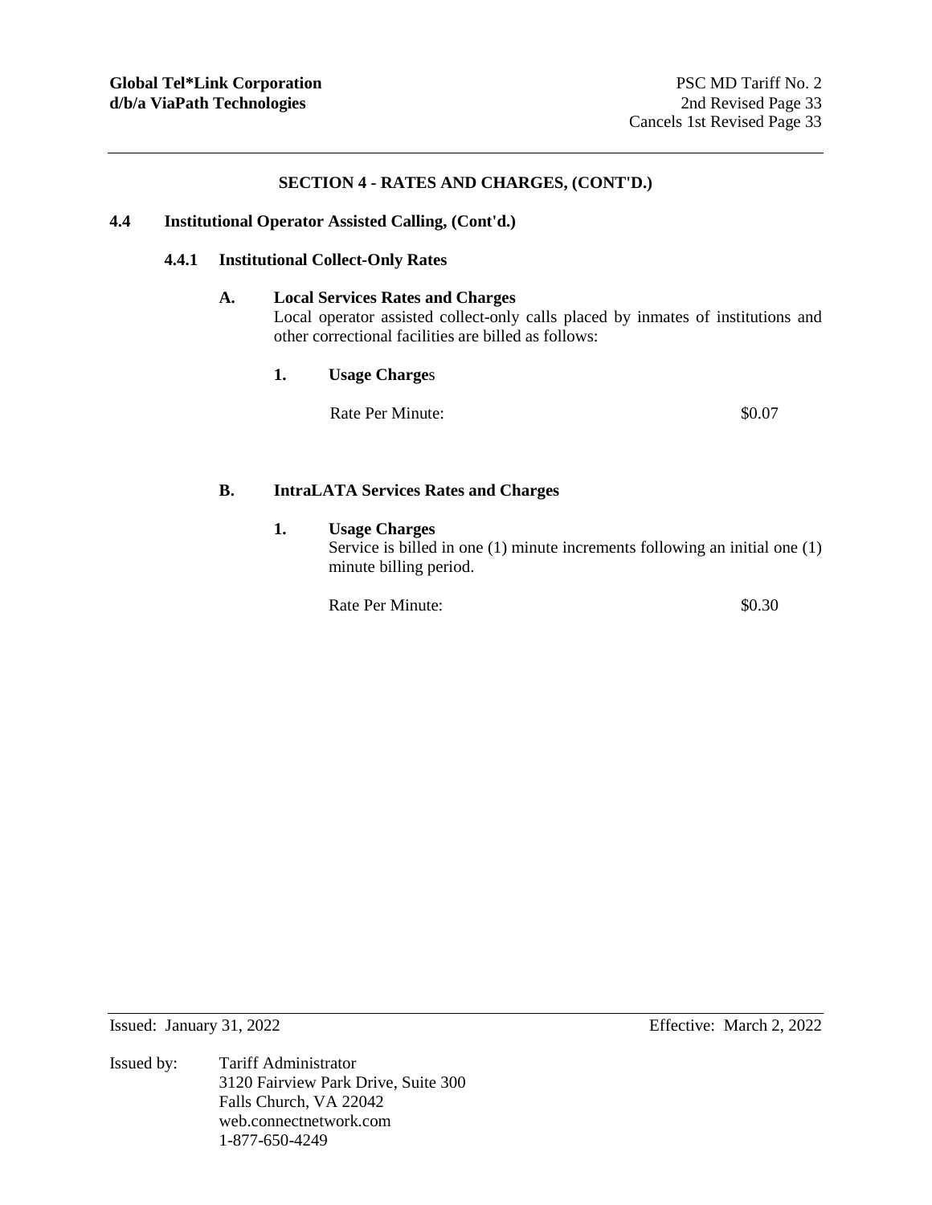## SECTION 4 - RATES AND CHARGES, (CONT'D.)

### 4.4 Institutional Operator Assisted Calling, (Cont'd.)

#### 4.4.1 Institutional Collect-Only Rates

**A. Local Services Rates and Charges**

Local operator assisted collect-only calls placed by inmates of institutions and other correctional facilities are billed as follows:

**1. Usage Charges**

| | |
|---|---|
| Rate Per Minute: | $0.07 |

**B. IntraLATA Services Rates and Charges**

**1. Usage Charges**

Service is billed in one (1) minute increments following an initial one (1) minute billing period.

| | |
|---|---|
| Rate Per Minute: | $0.30 |

Issued: January 31, 2022 Effective: March 2, 2022

Issued by: Tariff Administrator
3120 Fairview Park Drive, Suite 300
Falls Church, VA 22042
web.connectnetwork.com
1-877-650-4249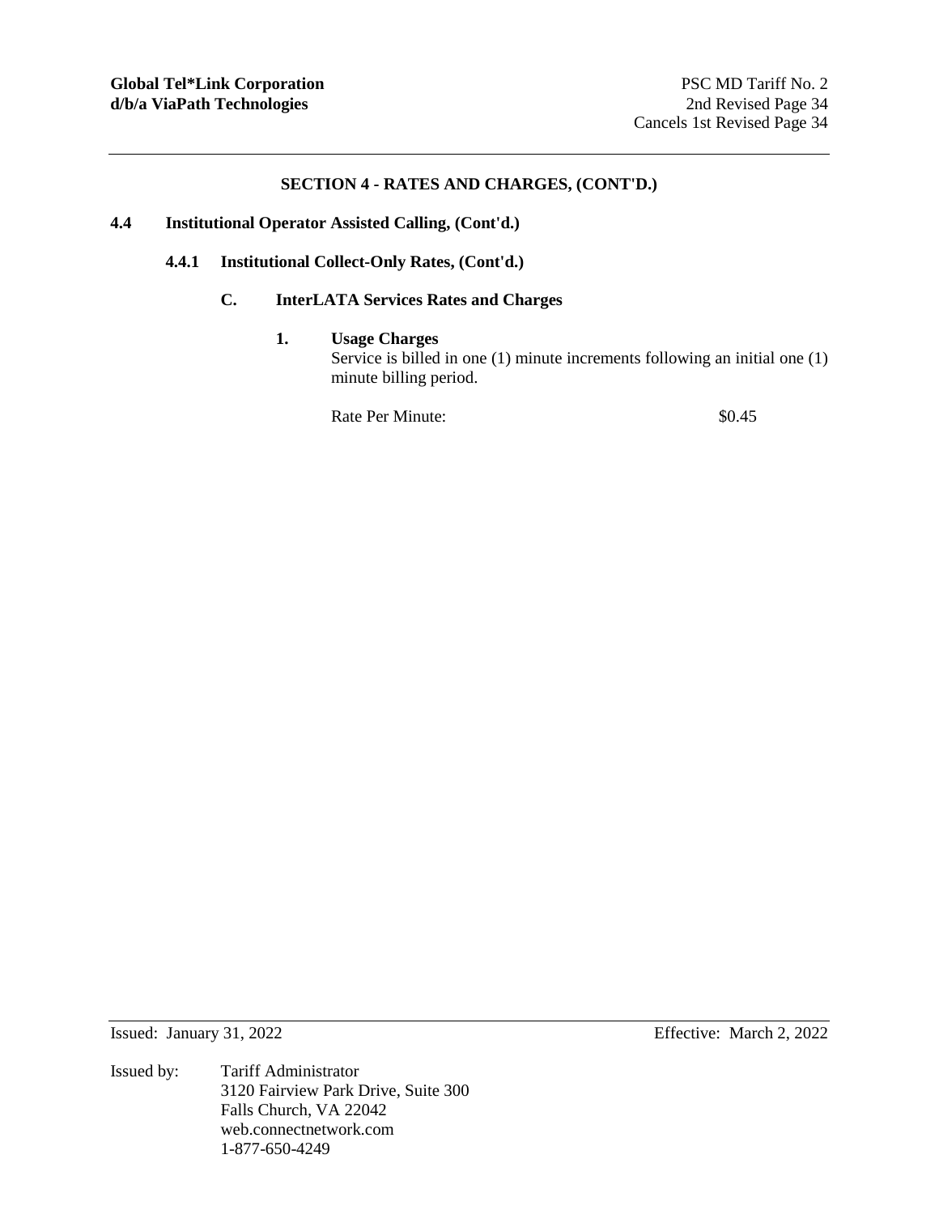## SECTION 4 - RATES AND CHARGES, (CONT'D.)

### 4.4 Institutional Operator Assisted Calling, (Cont'd.)

#### 4.4.1 Institutional Collect-Only Rates, (Cont'd.)

##### C. InterLATA Services Rates and Charges

**1. Usage Charges**

Service is billed in one (1) minute increments following an initial one (1) minute billing period.

| Rate Per Minute: | $0.45 |
|---|---|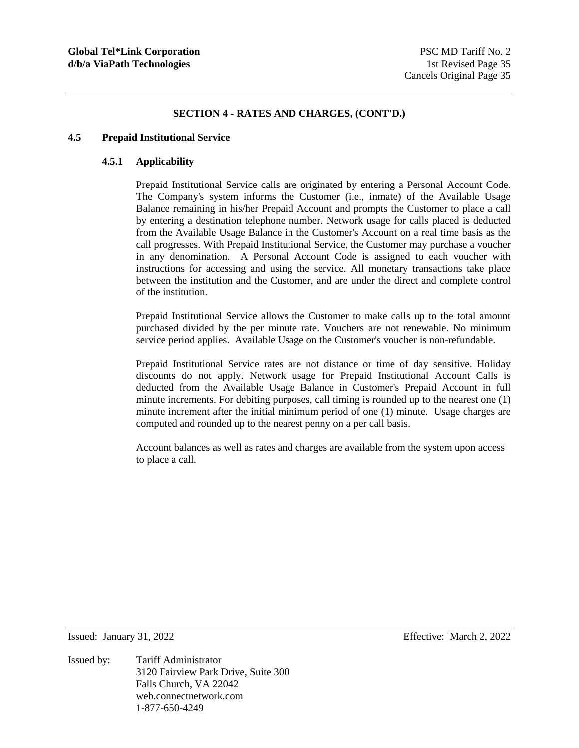## SECTION 4 - RATES AND CHARGES, (CONT'D.)

### 4.5 Prepaid Institutional Service

#### 4.5.1 Applicability

Prepaid Institutional Service calls are originated by entering a Personal Account Code. The Company's system informs the Customer (i.e., inmate) of the Available Usage Balance remaining in his/her Prepaid Account and prompts the Customer to place a call by entering a destination telephone number. Network usage for calls placed is deducted from the Available Usage Balance in the Customer's Account on a real time basis as the call progresses. With Prepaid Institutional Service, the Customer may purchase a voucher in any denomination. A Personal Account Code is assigned to each voucher with instructions for accessing and using the service. All monetary transactions take place between the institution and the Customer, and are under the direct and complete control of the institution.

Prepaid Institutional Service allows the Customer to make calls up to the total amount purchased divided by the per minute rate. Vouchers are not renewable. No minimum service period applies. Available Usage on the Customer's voucher is non-refundable.

Prepaid Institutional Service rates are not distance or time of day sensitive. Holiday discounts do not apply. Network usage for Prepaid Institutional Account Calls is deducted from the Available Usage Balance in Customer's Prepaid Account in full minute increments. For debiting purposes, call timing is rounded up to the nearest one (1) minute increment after the initial minimum period of one (1) minute. Usage charges are computed and rounded up to the nearest penny on a per call basis.

Account balances as well as rates and charges are available from the system upon access to place a call.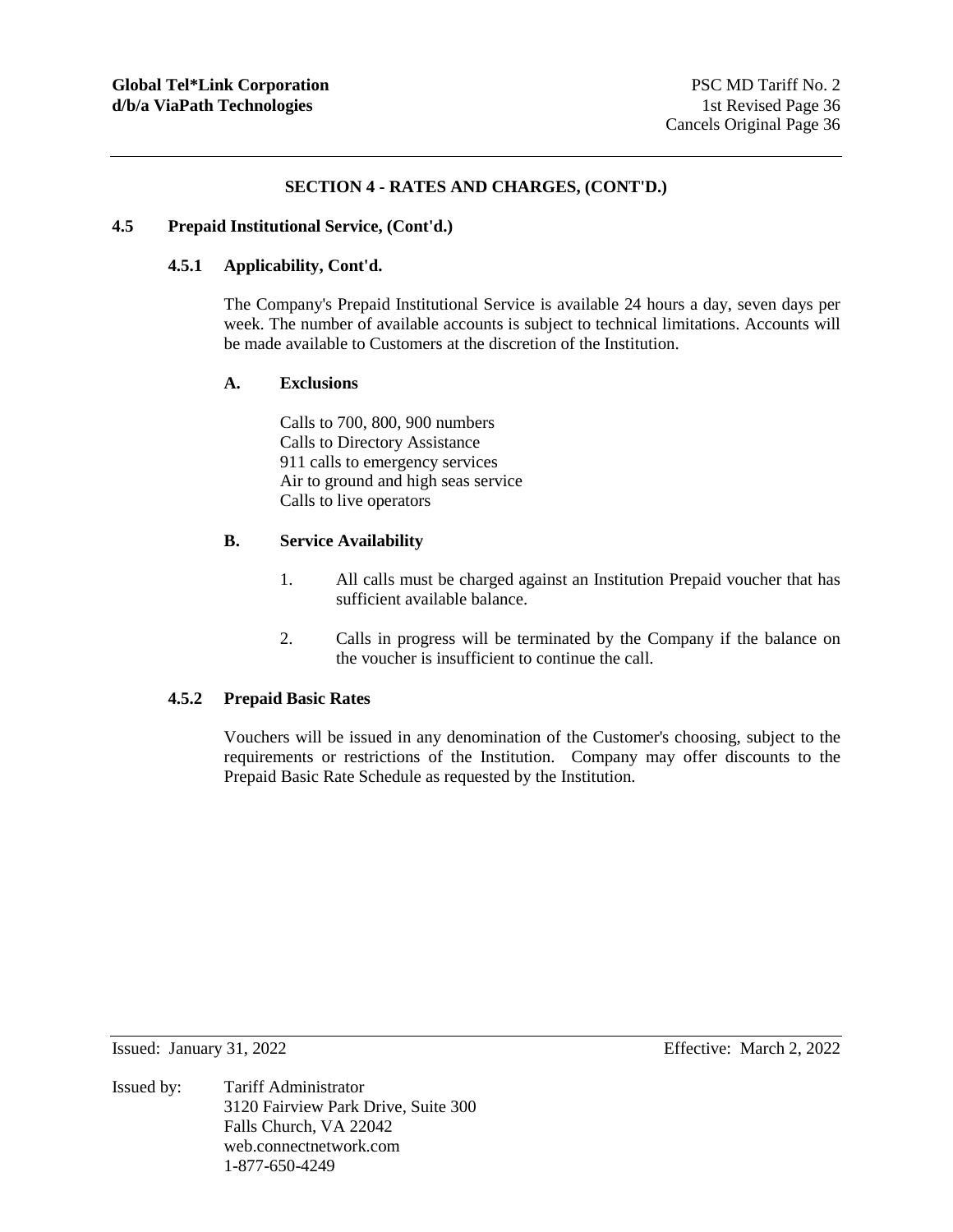## SECTION 4 - RATES AND CHARGES, (CONT'D.)

### 4.5 Prepaid Institutional Service, (Cont'd.)

#### 4.5.1 Applicability, Cont'd.

The Company's Prepaid Institutional Service is available 24 hours a day, seven days per week. The number of available accounts is subject to technical limitations. Accounts will be made available to Customers at the discretion of the Institution.

**A. Exclusions**

Calls to 700, 800, 900 numbers
Calls to Directory Assistance
911 calls to emergency services
Air to ground and high seas service
Calls to live operators

**B. Service Availability**

1. All calls must be charged against an Institution Prepaid voucher that has sufficient available balance.
2. Calls in progress will be terminated by the Company if the balance on the voucher is insufficient to continue the call.

#### 4.5.2 Prepaid Basic Rates

Vouchers will be issued in any denomination of the Customer's choosing, subject to the requirements or restrictions of the Institution. Company may offer discounts to the Prepaid Basic Rate Schedule as requested by the Institution.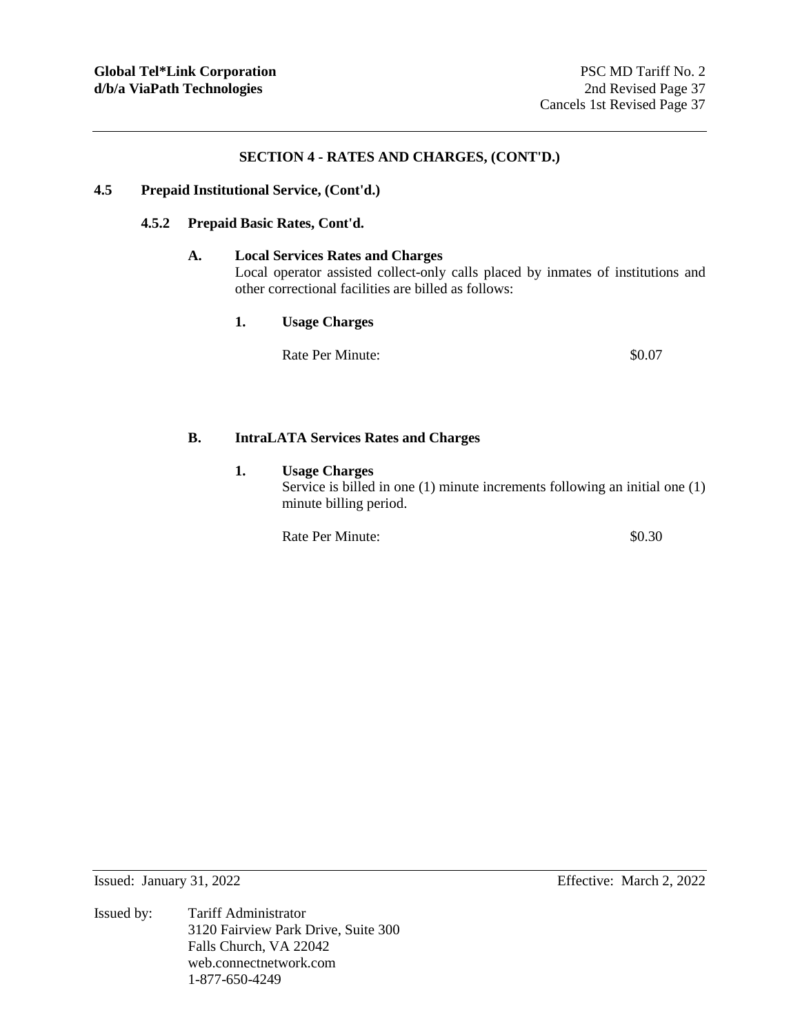## SECTION 4 - RATES AND CHARGES, (CONT'D.)

**4.5 Prepaid Institutional Service, (Cont'd.)**

**4.5.2 Prepaid Basic Rates, Cont'd.**

**A. Local Services Rates and Charges**

Local operator assisted collect-only calls placed by inmates of institutions and other correctional facilities are billed as follows:

**1. Usage Charges**

| Rate Per Minute: | $0.07 |
|---|---|

**B. IntraLATA Services Rates and Charges**

**1. Usage Charges**

Service is billed in one (1) minute increments following an initial one (1) minute billing period.

| Rate Per Minute: | $0.30 |
|---|---|

Issued: January 31, 2022

Effective: March 2, 2022

Issued by: Tariff Administrator
3120 Fairview Park Drive, Suite 300
Falls Church, VA 22042
web.connectnetwork.com
1-877-650-4249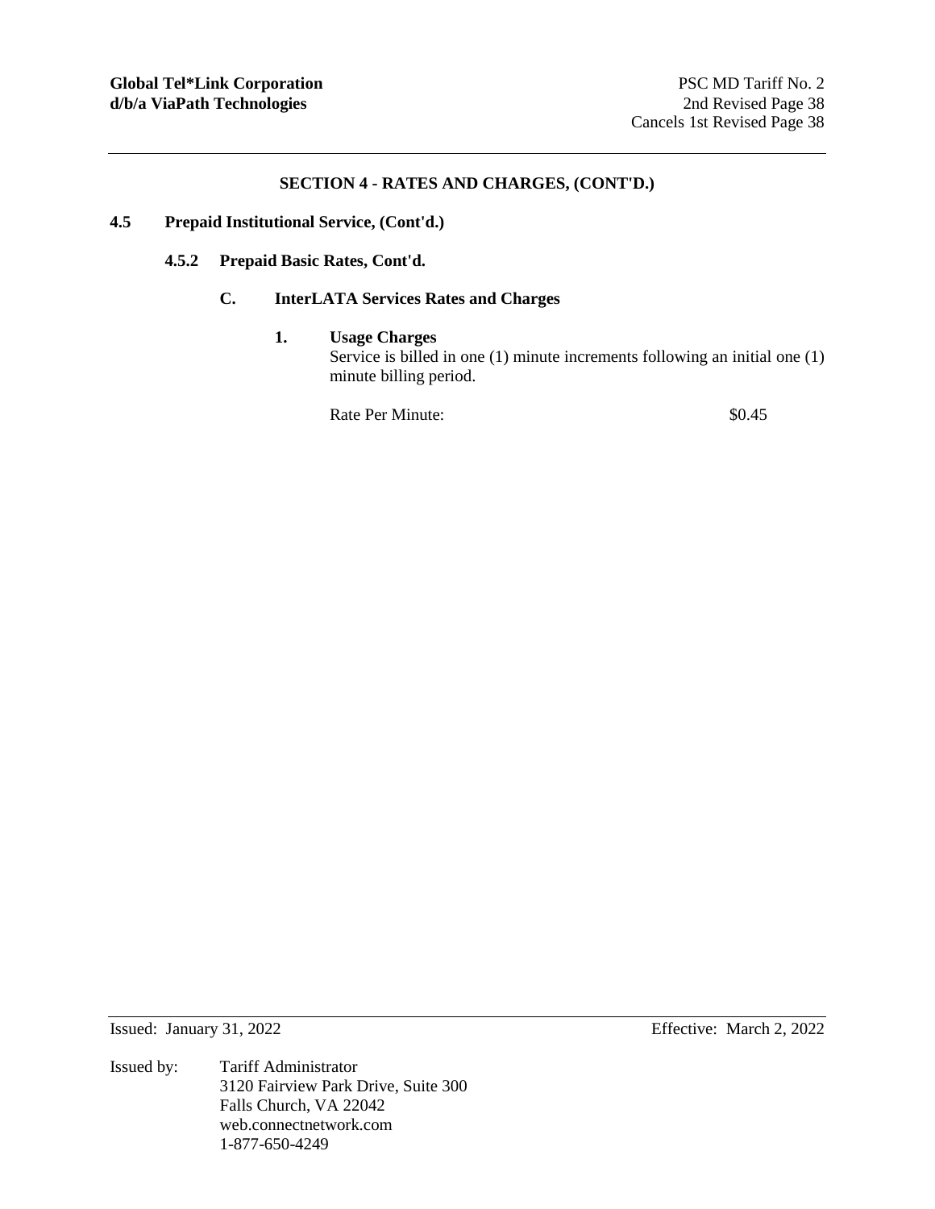## SECTION 4 - RATES AND CHARGES, (CONT'D.)

**4.5 Prepaid Institutional Service, (Cont'd.)**

**4.5.2 Prepaid Basic Rates, Cont'd.**

**C. InterLATA Services Rates and Charges**

**1. Usage Charges**

Service is billed in one (1) minute increments following an initial one (1) minute billing period.

Rate Per Minute: $0.45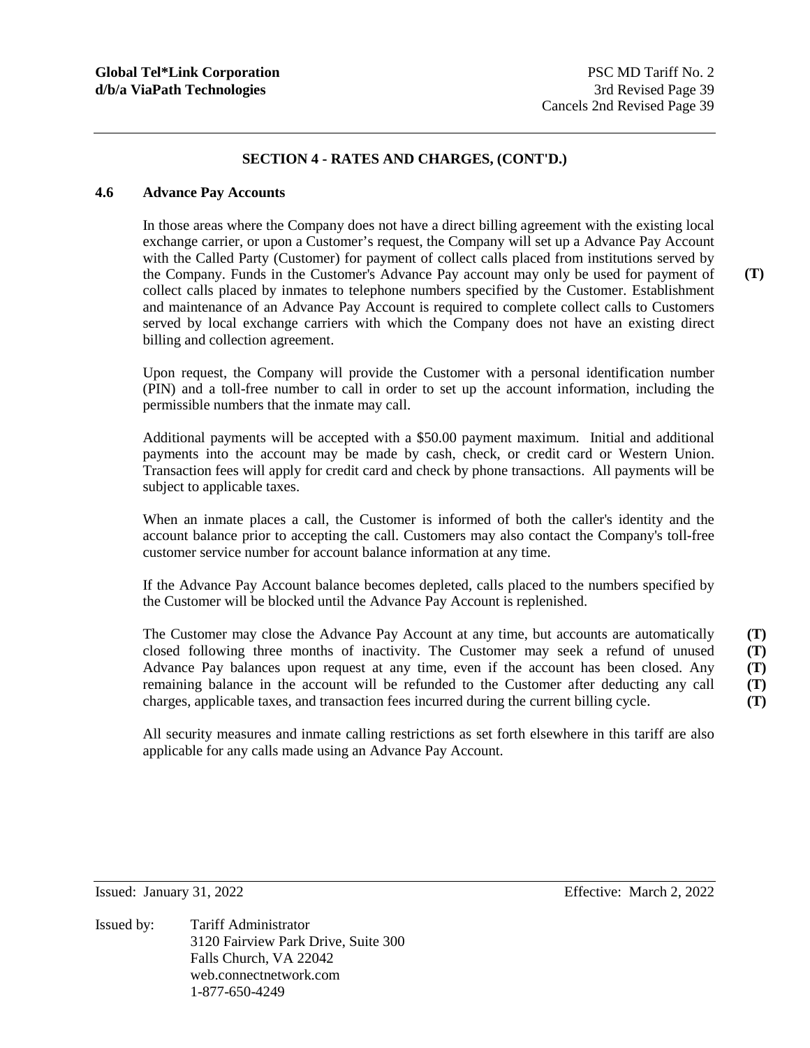**SECTION 4 - RATES AND CHARGES, (CONT'D.)**

## 4.6 Advance Pay Accounts

In those areas where the Company does not have a direct billing agreement with the existing local exchange carrier, or upon a Customer's request, the Company will set up a Advance Pay Account with the Called Party (Customer) for payment of collect calls placed from institutions served by the Company. Funds in the Customer's Advance Pay account may only be used for payment of collect calls placed by inmates to telephone numbers specified by the Customer. Establishment and maintenance of an Advance Pay Account is required to complete collect calls to Customers served by local exchange carriers with which the Company does not have an existing direct billing and collection agreement. **(T)**

Upon request, the Company will provide the Customer with a personal identification number (PIN) and a toll-free number to call in order to set up the account information, including the permissible numbers that the inmate may call.

Additional payments will be accepted with a $50.00 payment maximum. Initial and additional payments into the account may be made by cash, check, or credit card or Western Union. Transaction fees will apply for credit card and check by phone transactions. All payments will be subject to applicable taxes.

When an inmate places a call, the Customer is informed of both the caller's identity and the account balance prior to accepting the call. Customers may also contact the Company's toll-free customer service number for account balance information at any time.

If the Advance Pay Account balance becomes depleted, calls placed to the numbers specified by the Customer will be blocked until the Advance Pay Account is replenished.

The Customer may close the Advance Pay Account at any time, but accounts are automatically closed following three months of inactivity. The Customer may seek a refund of unused Advance Pay balances upon request at any time, even if the account has been closed. Any remaining balance in the account will be refunded to the Customer after deducting any call charges, applicable taxes, and transaction fees incurred during the current billing cycle. **(T)** **(T)** **(T)** **(T)** **(T)**

All security measures and inmate calling restrictions as set forth elsewhere in this tariff are also applicable for any calls made using an Advance Pay Account.

Issued: January 31, 2022 Effective: March 2, 2022

Issued by: Tariff Administrator
3120 Fairview Park Drive, Suite 300
Falls Church, VA 22042
web.connectnetwork.com
1-877-650-4249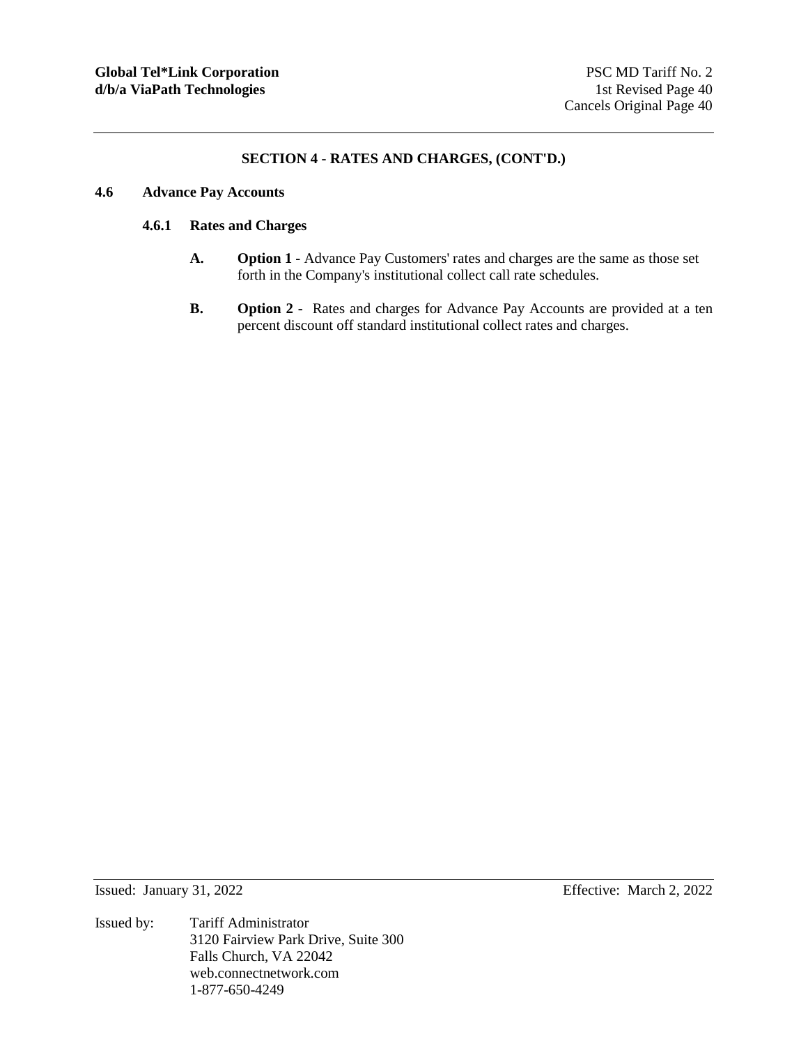## SECTION 4 - RATES AND CHARGES, (CONT'D.)

### 4.6 Advance Pay Accounts

#### 4.6.1 Rates and Charges

**A.** **Option 1 -** Advance Pay Customers' rates and charges are the same as those set forth in the Company's institutional collect call rate schedules.

**B.** **Option 2 -** Rates and charges for Advance Pay Accounts are provided at a ten percent discount off standard institutional collect rates and charges.

Issued: January 31, 2022 Effective: March 2, 2022

Issued by: Tariff Administrator
3120 Fairview Park Drive, Suite 300
Falls Church, VA 22042
web.connectnetwork.com
1-877-650-4249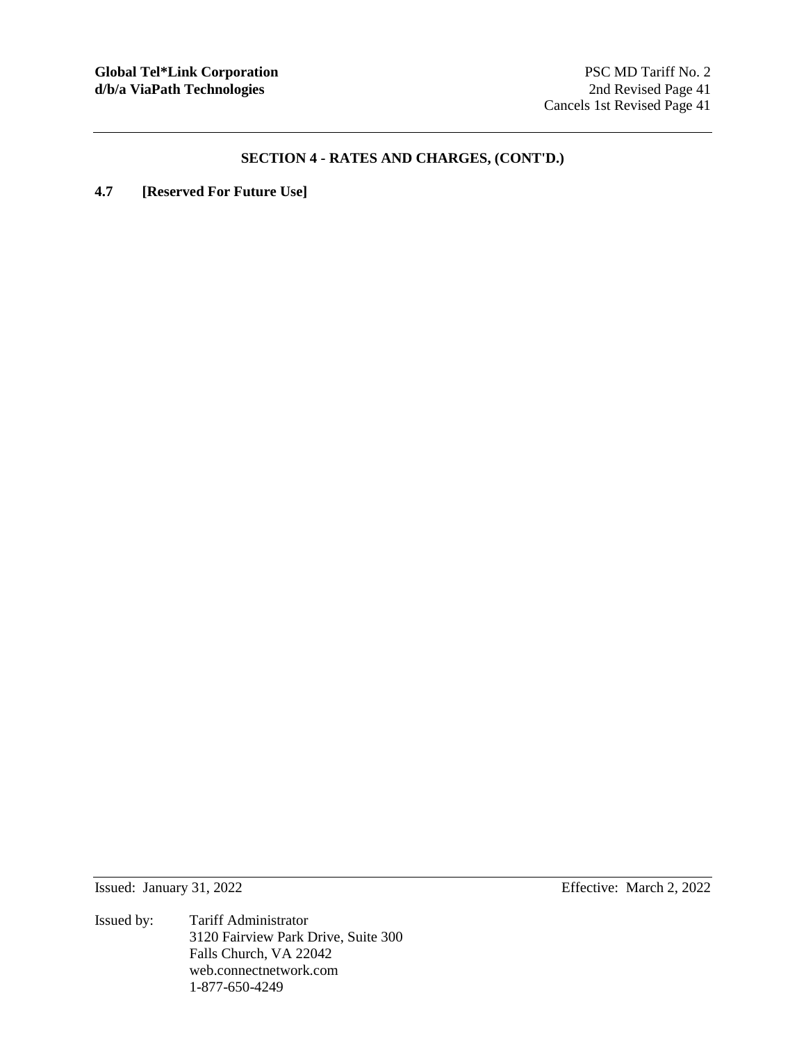## SECTION 4 - RATES AND CHARGES, (CONT'D.)

**4.7 [Reserved For Future Use]**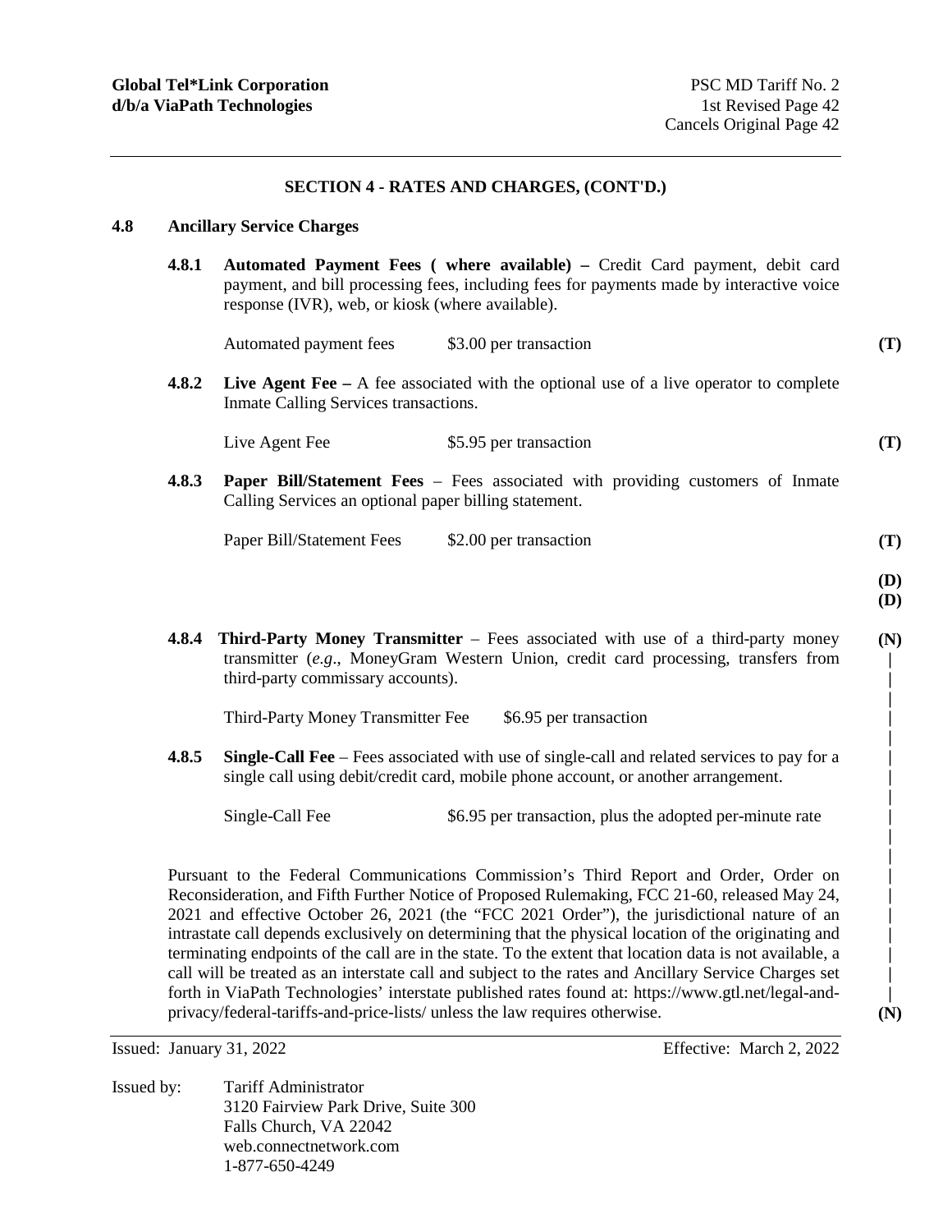## SECTION 4 - RATES AND CHARGES, (CONT'D.)

### 4.8 Ancillary Service Charges

**4.8.1 Automated Payment Fees ( where available) –** Credit Card payment, debit card payment, and bill processing fees, including fees for payments made by interactive voice response (IVR), web, or kiosk (where available).

Automated payment fees $3.00 per transaction **(T)**

**4.8.2 Live Agent Fee –** A fee associated with the optional use of a live operator to complete Inmate Calling Services transactions.

Live Agent Fee $5.95 per transaction **(T)**

**4.8.3 Paper Bill/Statement Fees** – Fees associated with providing customers of Inmate Calling Services an optional paper billing statement.

Paper Bill/Statement Fees $2.00 per transaction **(T)**

**(D)**
**(D)**

**4.8.4 Third-Party Money Transmitter** – Fees associated with use of a third-party money transmitter (*e.g*., MoneyGram Western Union, credit card processing, transfers from third-party commissary accounts). **(N)**

Third-Party Money Transmitter Fee $6.95 per transaction

**4.8.5 Single-Call Fee** – Fees associated with use of single-call and related services to pay for a single call using debit/credit card, mobile phone account, or another arrangement.

Single-Call Fee $6.95 per transaction, plus the adopted per-minute rate

Pursuant to the Federal Communications Commission's Third Report and Order, Order on Reconsideration, and Fifth Further Notice of Proposed Rulemaking, FCC 21-60, released May 24, 2021 and effective October 26, 2021 (the "FCC 2021 Order"), the jurisdictional nature of an intrastate call depends exclusively on determining that the physical location of the originating and terminating endpoints of the call are in the state. To the extent that location data is not available, a call will be treated as an interstate call and subject to the rates and Ancillary Service Charges set forth in ViaPath Technologies' interstate published rates found at: https://www.gtl.net/legal-and-privacy/federal-tariffs-and-price-lists/ unless the law requires otherwise. **(N)**

Issued: January 31, 2022 Effective: March 2, 2022

Issued by: Tariff Administrator
3120 Fairview Park Drive, Suite 300
Falls Church, VA 22042
web.connectnetwork.com
1-877-650-4249